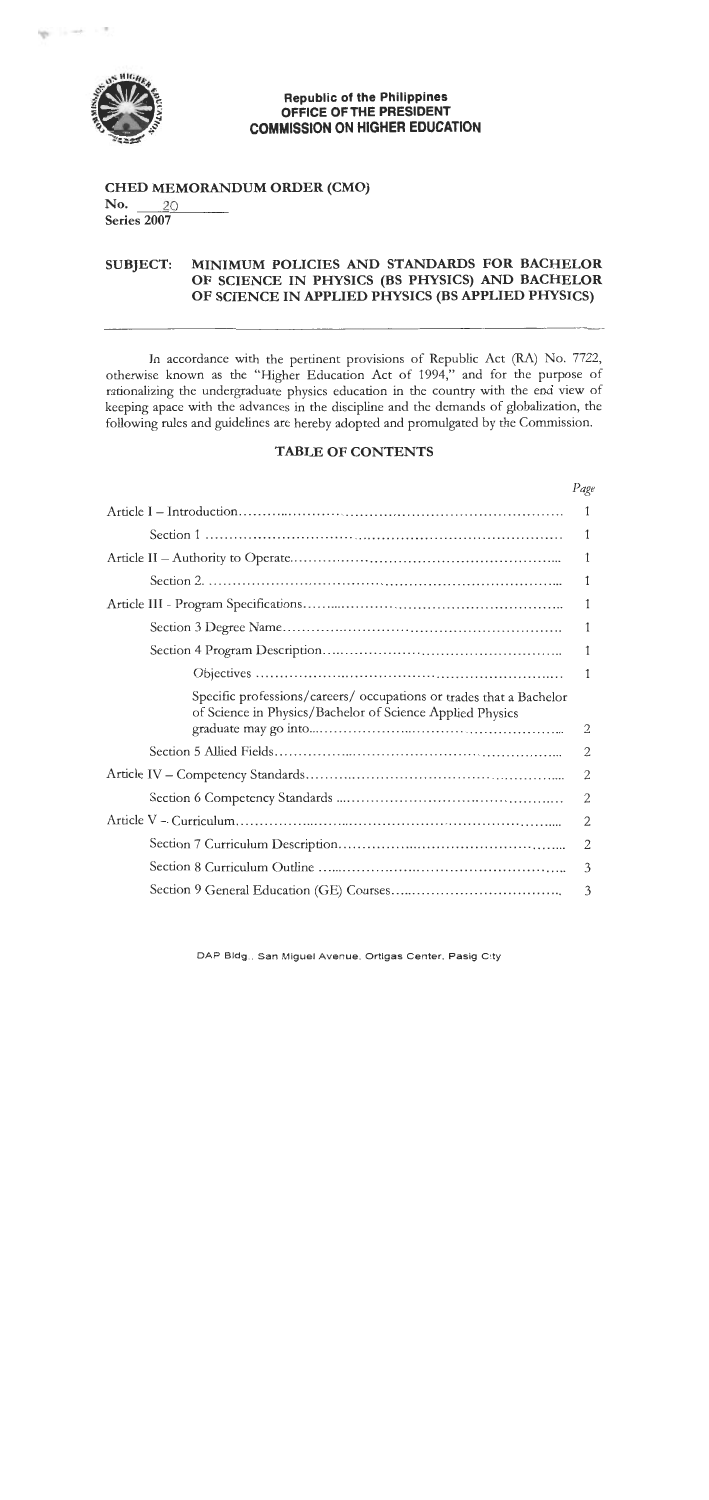**Republic of the Philippines**
**OFFICE OF THE PRESIDENT**
**COMMISSION ON HIGHER EDUCATION**

**CHED MEMORANDUM ORDER (CMO)**
**No.** 20
**Series 2007**

**SUBJECT: MINIMUM POLICIES AND STANDARDS FOR BACHELOR OF SCIENCE IN PHYSICS (BS PHYSICS) AND BACHELOR OF SCIENCE IN APPLIED PHYSICS (BS APPLIED PHYSICS)**

---

In accordance with the pertinent provisions of Republic Act (RA) No. 7722, otherwise known as the "Higher Education Act of 1994," and for the purpose of rationalizing the undergraduate physics education in the country with the end view of keeping apace with the advances in the discipline and the demands of globalization, the following rules and guidelines are hereby adopted and promulgated by the Commission.

## TABLE OF CONTENTS

| | *Page* |
|---|---|
| Article I – Introduction | 1 |
| Section 1 | 1 |
| Article II – Authority to Operate | 1 |
| Section 2. | 1 |
| Article III - Program Specifications | 1 |
| Section 3 Degree Name | 1 |
| Section 4 Program Description | 1 |
| Objectives | 1 |
| Specific professions/careers/ occupations or trades that a Bachelor of Science in Physics/Bachelor of Science Applied Physics graduate may go into | 2 |
| Section 5 Allied Fields | 2 |
| Article IV – Competency Standards | 2 |
| Section 6 Competency Standards | 2 |
| Article V – Curriculum | 2 |
| Section 7 Curriculum Description | 2 |
| Section 8 Curriculum Outline | 3 |
| Section 9 General Education (GE) Courses | 3 |

DAP Bldg., San Miguel Avenue, Ortigas Center, Pasig City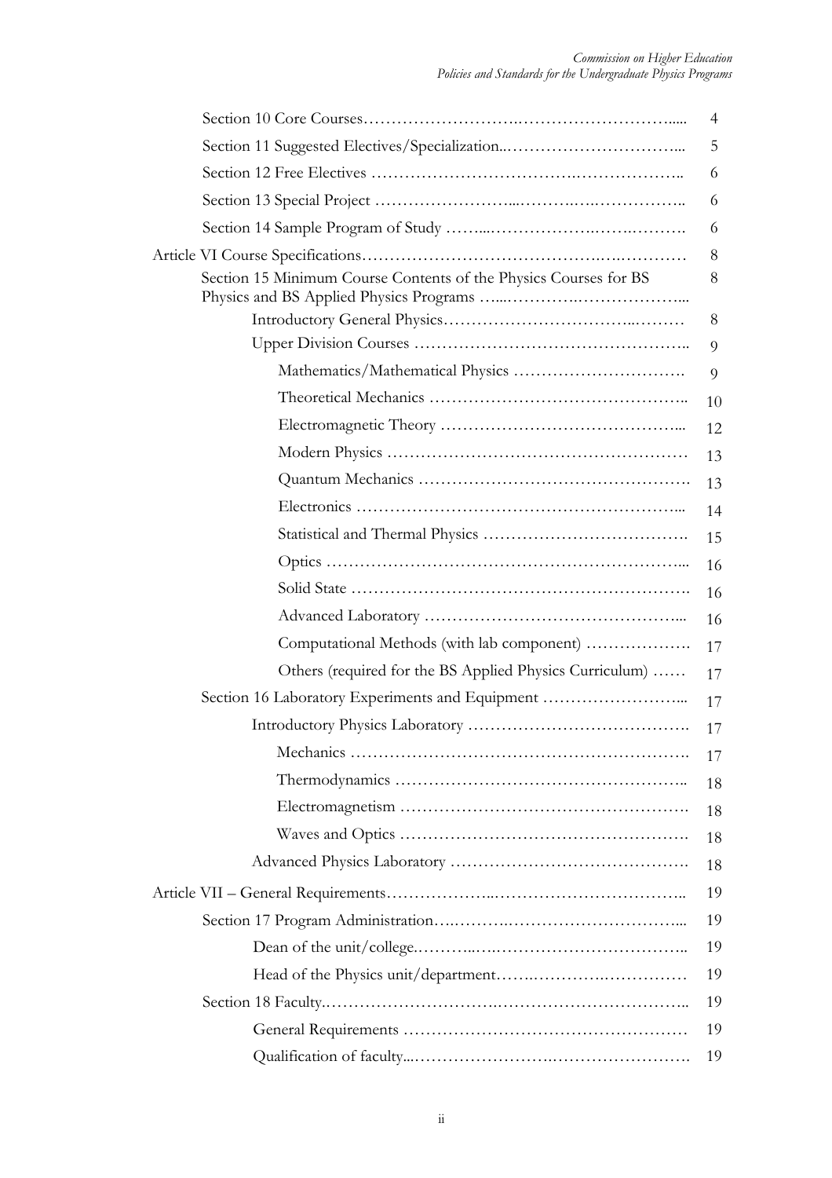| | |
|---|---|
| Section 10 Core Courses | 4 |
| Section 11 Suggested Electives/Specialization | 5 |
| Section 12 Free Electives | 6 |
| Section 13 Special Project | 6 |
| Section 14 Sample Program of Study | 6 |
| Article VI Course Specifications | 8 |
| Section 15 Minimum Course Contents of the Physics Courses for BS Physics and BS Applied Physics Programs | 8 |
| Introductory General Physics | 8 |
| Upper Division Courses | 9 |
| Mathematics/Mathematical Physics | 9 |
| Theoretical Mechanics | 10 |
| Electromagnetic Theory | 12 |
| Modern Physics | 13 |
| Quantum Mechanics | 13 |
| Electronics | 14 |
| Statistical and Thermal Physics | 15 |
| Optics | 16 |
| Solid State | 16 |
| Advanced Laboratory | 16 |
| Computational Methods (with lab component) | 17 |
| Others (required for the BS Applied Physics Curriculum) | 17 |
| Section 16 Laboratory Experiments and Equipment | 17 |
| Introductory Physics Laboratory | 17 |
| Mechanics | 17 |
| Thermodynamics | 18 |
| Electromagnetism | 18 |
| Waves and Optics | 18 |
| Advanced Physics Laboratory | 18 |
| Article VII – General Requirements | 19 |
| Section 17 Program Administration | 19 |
| Dean of the unit/college | 19 |
| Head of the Physics unit/department | 19 |
| Section 18 Faculty | 19 |
| General Requirements | 19 |
| Qualification of faculty | 19 |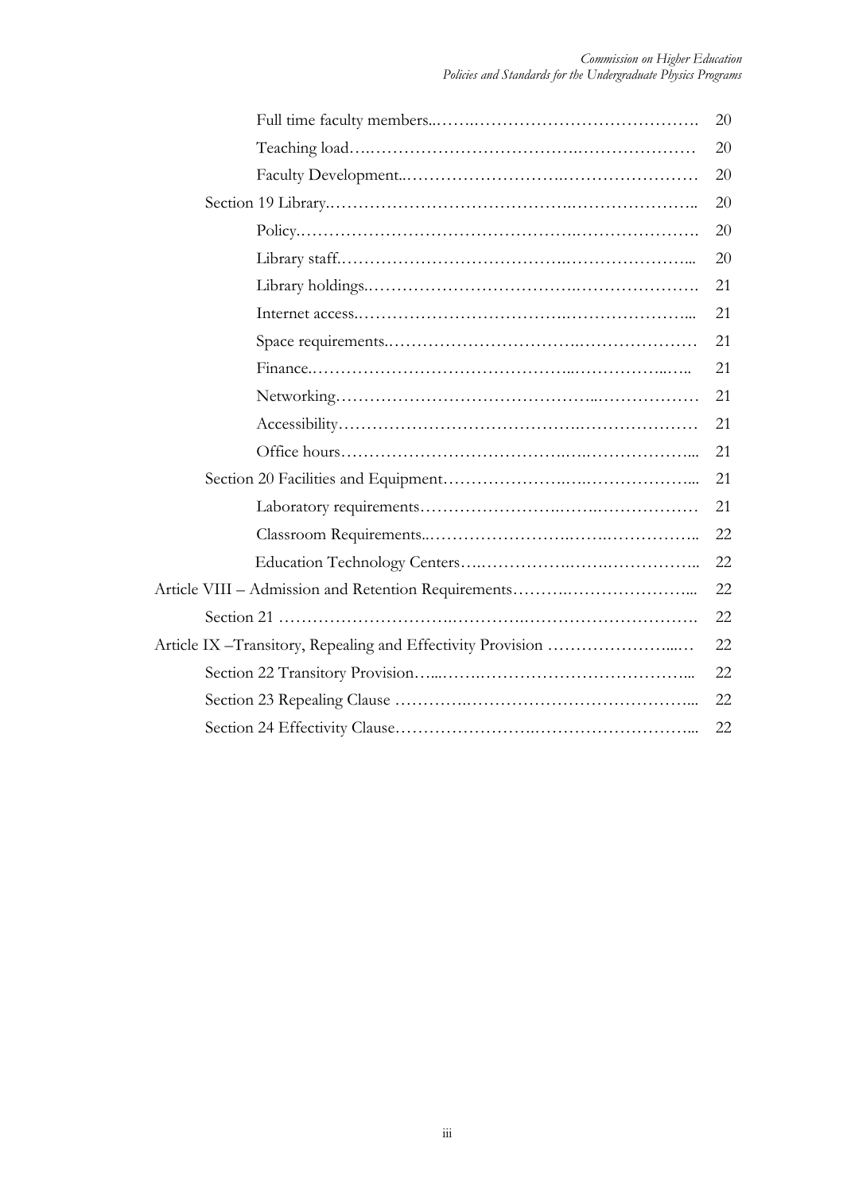Full time faculty members ........................................ 20
Teaching load ........................................ 20
Faculty Development ........................................ 20
Section 19 Library ........................................ 20
Policy ........................................ 20
Library staff ........................................ 20
Library holdings ........................................ 21
Internet access ........................................ 21
Space requirements ........................................ 21
Finance ........................................ 21
Networking ........................................ 21
Accessibility ........................................ 21
Office hours ........................................ 21
Section 20 Facilities and Equipment ........................................ 21
Laboratory requirements ........................................ 21
Classroom Requirements ........................................ 22
Education Technology Centers ........................................ 22
Article VIII – Admission and Retention Requirements ........................................ 22
Section 21 ........................................ 22
Article IX –Transitory, Repealing and Effectivity Provision ........................................ 22
Section 22 Transitory Provision ........................................ 22
Section 23 Repealing Clause ........................................ 22
Section 24 Effectivity Clause ........................................ 22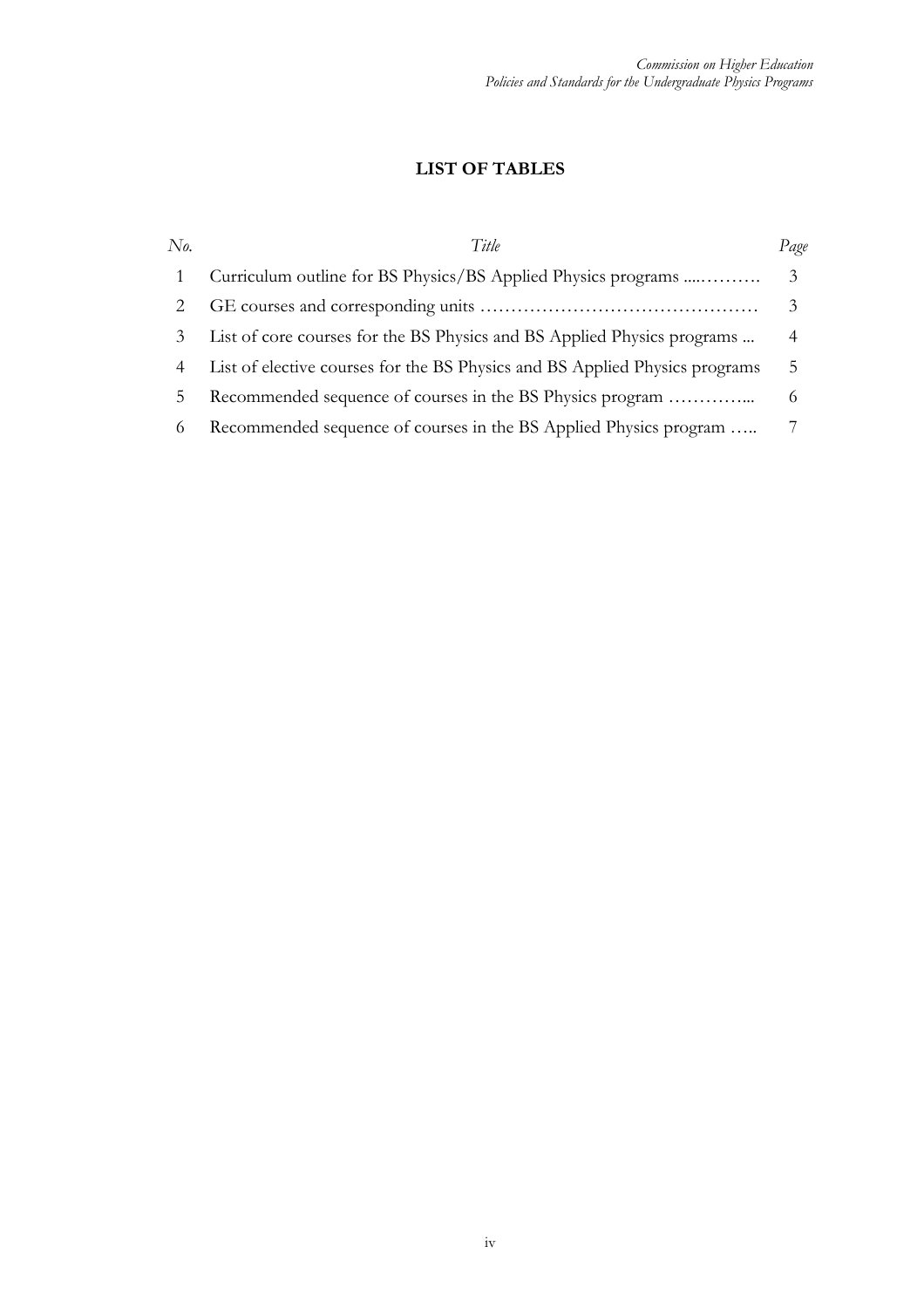## LIST OF TABLES

| *No.* | *Title* | *Page* |
|---|---|---|
| 1 | Curriculum outline for BS Physics/BS Applied Physics programs .....………. | 3 |
| 2 | GE courses and corresponding units ……………………………………… | 3 |
| 3 | List of core courses for the BS Physics and BS Applied Physics programs ... | 4 |
| 4 | List of elective courses for the BS Physics and BS Applied Physics programs | 5 |
| 5 | Recommended sequence of courses in the BS Physics program …………... | 6 |
| 6 | Recommended sequence of courses in the BS Applied Physics program ….. | 7 |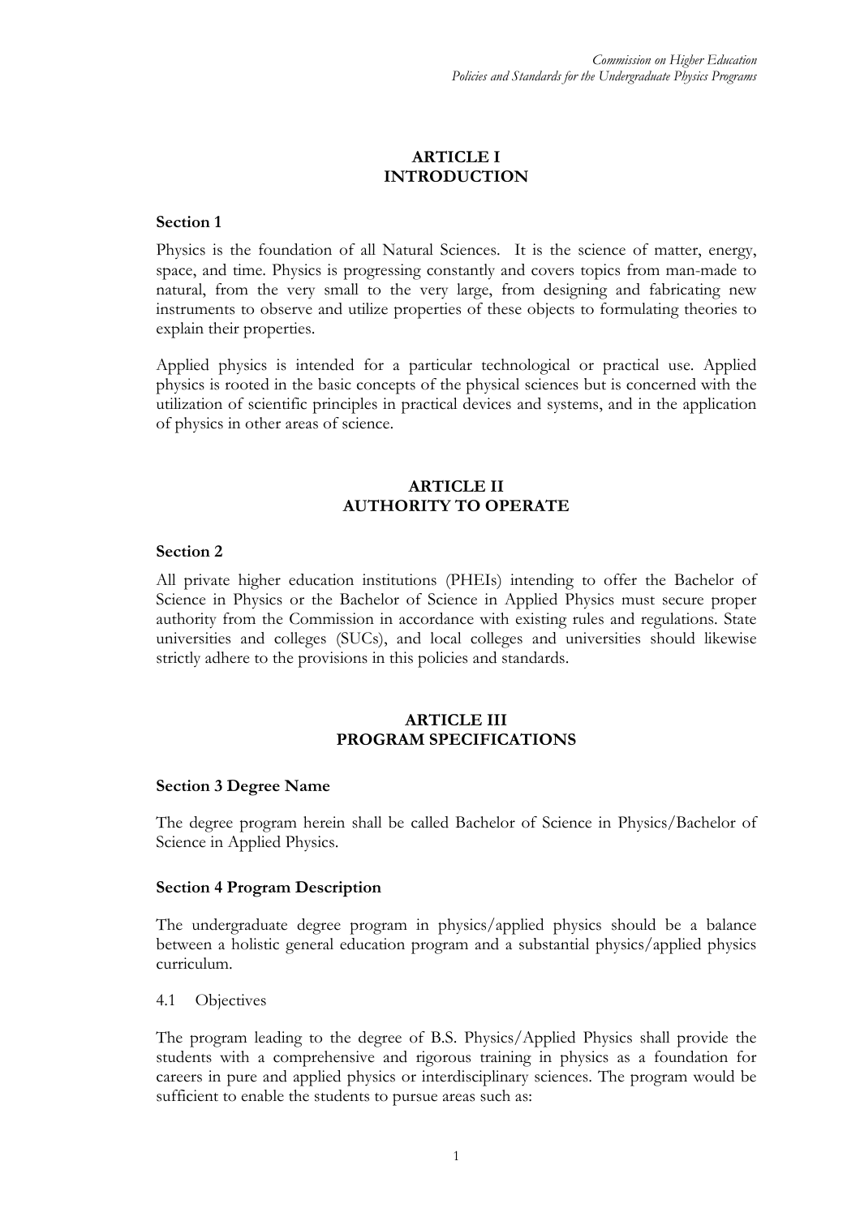## ARTICLE I
## INTRODUCTION

**Section 1**

Physics is the foundation of all Natural Sciences. It is the science of matter, energy, space, and time. Physics is progressing constantly and covers topics from man-made to natural, from the very small to the very large, from designing and fabricating new instruments to observe and utilize properties of these objects to formulating theories to explain their properties.

Applied physics is intended for a particular technological or practical use. Applied physics is rooted in the basic concepts of the physical sciences but is concerned with the utilization of scientific principles in practical devices and systems, and in the application of physics in other areas of science.

## ARTICLE II
## AUTHORITY TO OPERATE

**Section 2**

All private higher education institutions (PHEIs) intending to offer the Bachelor of Science in Physics or the Bachelor of Science in Applied Physics must secure proper authority from the Commission in accordance with existing rules and regulations. State universities and colleges (SUCs), and local colleges and universities should likewise strictly adhere to the provisions in this policies and standards.

## ARTICLE III
## PROGRAM SPECIFICATIONS

**Section 3 Degree Name**

The degree program herein shall be called Bachelor of Science in Physics/Bachelor of Science in Applied Physics.

**Section 4 Program Description**

The undergraduate degree program in physics/applied physics should be a balance between a holistic general education program and a substantial physics/applied physics curriculum.

4.1 Objectives

The program leading to the degree of B.S. Physics/Applied Physics shall provide the students with a comprehensive and rigorous training in physics as a foundation for careers in pure and applied physics or interdisciplinary sciences. The program would be sufficient to enable the students to pursue areas such as: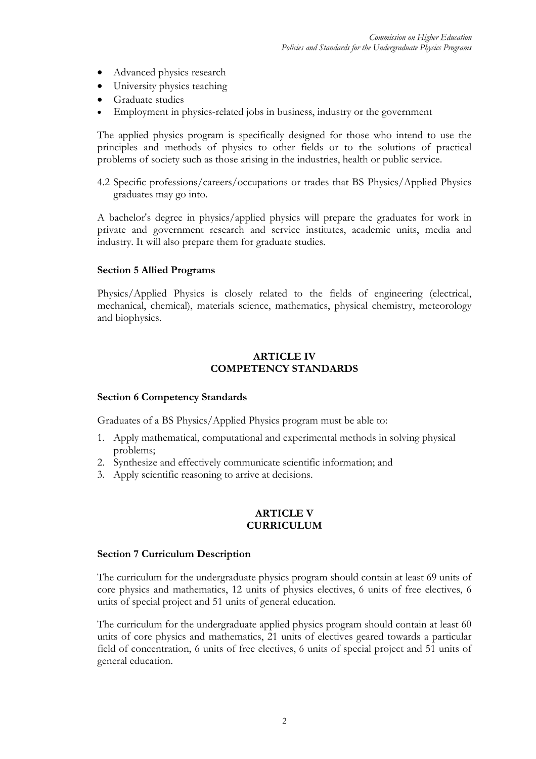- Advanced physics research
- University physics teaching
- Graduate studies
- Employment in physics-related jobs in business, industry or the government

The applied physics program is specifically designed for those who intend to use the principles and methods of physics to other fields or to the solutions of practical problems of society such as those arising in the industries, health or public service.

4.2 Specific professions/careers/occupations or trades that BS Physics/Applied Physics graduates may go into.

A bachelor's degree in physics/applied physics will prepare the graduates for work in private and government research and service institutes, academic units, media and industry. It will also prepare them for graduate studies.

**Section 5 Allied Programs**

Physics/Applied Physics is closely related to the fields of engineering (electrical, mechanical, chemical), materials science, mathematics, physical chemistry, meteorology and biophysics.

## ARTICLE IV
## COMPETENCY STANDARDS

**Section 6 Competency Standards**

Graduates of a BS Physics/Applied Physics program must be able to:

1. Apply mathematical, computational and experimental methods in solving physical problems;
2. Synthesize and effectively communicate scientific information; and
3. Apply scientific reasoning to arrive at decisions.

## ARTICLE V
## CURRICULUM

**Section 7 Curriculum Description**

The curriculum for the undergraduate physics program should contain at least 69 units of core physics and mathematics, 12 units of physics electives, 6 units of free electives, 6 units of special project and 51 units of general education.

The curriculum for the undergraduate applied physics program should contain at least 60 units of core physics and mathematics, 21 units of electives geared towards a particular field of concentration, 6 units of free electives, 6 units of special project and 51 units of general education.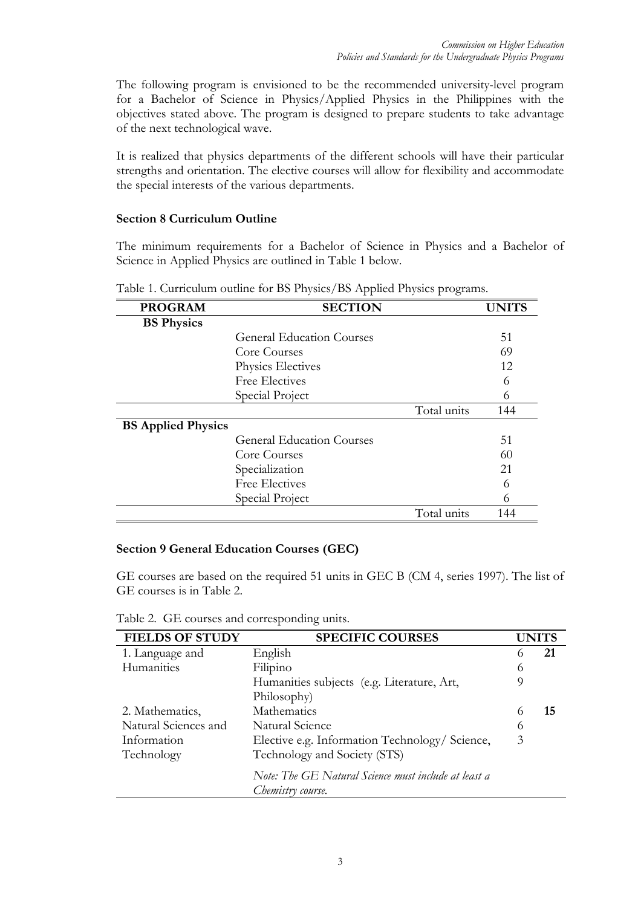The following program is envisioned to be the recommended university-level program for a Bachelor of Science in Physics/Applied Physics in the Philippines with the objectives stated above. The program is designed to prepare students to take advantage of the next technological wave.

It is realized that physics departments of the different schools will have their particular strengths and orientation. The elective courses will allow for flexibility and accommodate the special interests of the various departments.

**Section 8 Curriculum Outline**

The minimum requirements for a Bachelor of Science in Physics and a Bachelor of Science in Applied Physics are outlined in Table 1 below.

Table 1. Curriculum outline for BS Physics/BS Applied Physics programs.

| PROGRAM | SECTION | | UNITS |
|---|---|---|---|
| **BS Physics** | | | |
| | General Education Courses | | 51 |
| | Core Courses | | 69 |
| | Physics Electives | | 12 |
| | Free Electives | | 6 |
| | Special Project | | 6 |
| | | Total units | 144 |
| **BS Applied Physics** | | | |
| | General Education Courses | | 51 |
| | Core Courses | | 60 |
| | Specialization | | 21 |
| | Free Electives | | 6 |
| | Special Project | | 6 |
| | | Total units | 144 |

**Section 9 General Education Courses (GEC)**

GE courses are based on the required 51 units in GEC B (CM 4, series 1997). The list of GE courses is in Table 2.

Table 2. GE courses and corresponding units.

| FIELDS OF STUDY | SPECIFIC COURSES | UNITS | |
|---|---|---|---|
| 1. Language and Humanities | English | 6 | **21** |
| | Filipino | 6 | |
| | Humanities subjects (e.g. Literature, Art, Philosophy) | 9 | |
| 2. Mathematics, Natural Sciences and Information Technology | Mathematics | 6 | **15** |
| | Natural Science | 6 | |
| | Elective e.g. Information Technology/ Science, Technology and Society (STS) | 3 | |
| | *Note: The GE Natural Science must include at least a Chemistry course.* | | |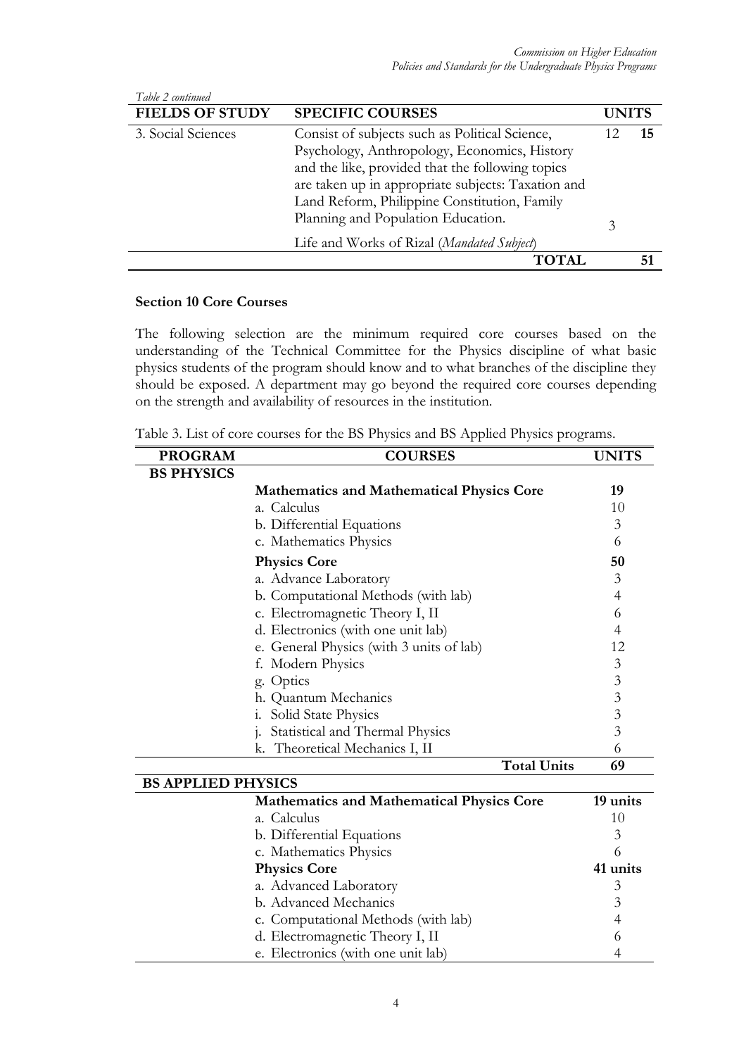*Table 2 continued*

| FIELDS OF STUDY | SPECIFIC COURSES | UNITS | |
|---|---|---|---|
| 3. Social Sciences | Consist of subjects such as Political Science, Psychology, Anthropology, Economics, History and the like, provided that the following topics are taken up in appropriate subjects: Taxation and Land Reform, Philippine Constitution, Family Planning and Population Education. | 12 | **15** |
| | Life and Works of Rizal (*Mandated Subject*) | 3 | |
| | **TOTAL** | | **51** |

### Section 10 Core Courses

The following selection are the minimum required core courses based on the understanding of the Technical Committee for the Physics discipline of what basic physics students of the program should know and to what branches of the discipline they should be exposed. A department may go beyond the required core courses depending on the strength and availability of resources in the institution.

Table 3. List of core courses for the BS Physics and BS Applied Physics programs.

| PROGRAM | COURSES | UNITS |
|---|---|---|
| **BS PHYSICS** | | |
| | **Mathematics and Mathematical Physics Core** | **19** |
| | a. Calculus | 10 |
| | b. Differential Equations | 3 |
| | c. Mathematics Physics | 6 |
| | **Physics Core** | **50** |
| | a. Advance Laboratory | 3 |
| | b. Computational Methods (with lab) | 4 |
| | c. Electromagnetic Theory I, II | 6 |
| | d. Electronics (with one unit lab) | 4 |
| | e. General Physics (with 3 units of lab) | 12 |
| | f. Modern Physics | 3 |
| | g. Optics | 3 |
| | h. Quantum Mechanics | 3 |
| | i. Solid State Physics | 3 |
| | j. Statistical and Thermal Physics | 3 |
| | k. Theoretical Mechanics I, II | 6 |
| | **Total Units** | **69** |
| **BS APPLIED PHYSICS** | | |
| | **Mathematics and Mathematical Physics Core** | **19 units** |
| | a. Calculus | 10 |
| | b. Differential Equations | 3 |
| | c. Mathematics Physics | 6 |
| | **Physics Core** | **41 units** |
| | a. Advanced Laboratory | 3 |
| | b. Advanced Mechanics | 3 |
| | c. Computational Methods (with lab) | 4 |
| | d. Electromagnetic Theory I, II | 6 |
| | e. Electronics (with one unit lab) | 4 |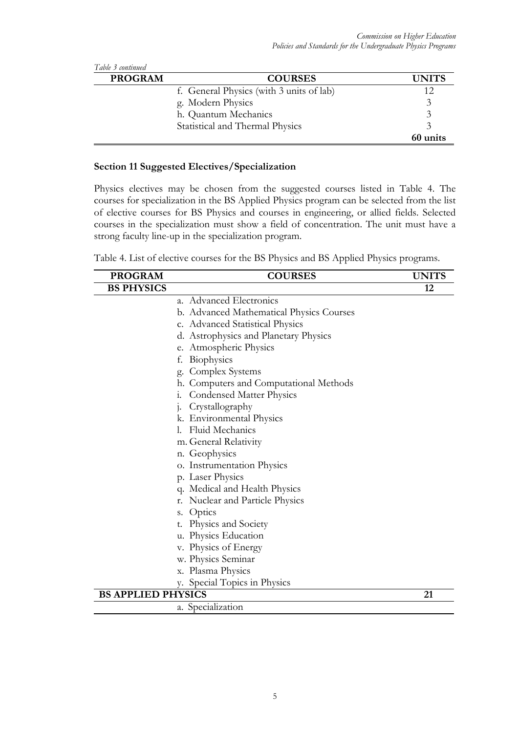*Table 3 continued*

| PROGRAM | COURSES | UNITS |
|---|---|---|
| | f. General Physics (with 3 units of lab) | 12 |
| | g. Modern Physics | 3 |
| | h. Quantum Mechanics | 3 |
| | Statistical and Thermal Physics | 3 |
| | | **60 units** |

### Section 11 Suggested Electives/Specialization

Physics electives may be chosen from the suggested courses listed in Table 4. The courses for specialization in the BS Applied Physics program can be selected from the list of elective courses for BS Physics and courses in engineering, or allied fields. Selected courses in the specialization must show a field of concentration. The unit must have a strong faculty line-up in the specialization program.

Table 4. List of elective courses for the BS Physics and BS Applied Physics programs.

| PROGRAM | COURSES | UNITS |
|---|---|---|
| **BS PHYSICS** | | **12** |
| | a. Advanced Electronics | |
| | b. Advanced Mathematical Physics Courses | |
| | c. Advanced Statistical Physics | |
| | d. Astrophysics and Planetary Physics | |
| | e. Atmospheric Physics | |
| | f. Biophysics | |
| | g. Complex Systems | |
| | h. Computers and Computational Methods | |
| | i. Condensed Matter Physics | |
| | j. Crystallography | |
| | k. Environmental Physics | |
| | l. Fluid Mechanics | |
| | m. General Relativity | |
| | n. Geophysics | |
| | o. Instrumentation Physics | |
| | p. Laser Physics | |
| | q. Medical and Health Physics | |
| | r. Nuclear and Particle Physics | |
| | s. Optics | |
| | t. Physics and Society | |
| | u. Physics Education | |
| | v. Physics of Energy | |
| | w. Physics Seminar | |
| | x. Plasma Physics | |
| | y. Special Topics in Physics | |
| **BS APPLIED PHYSICS** | | **21** |
| | a. Specialization | |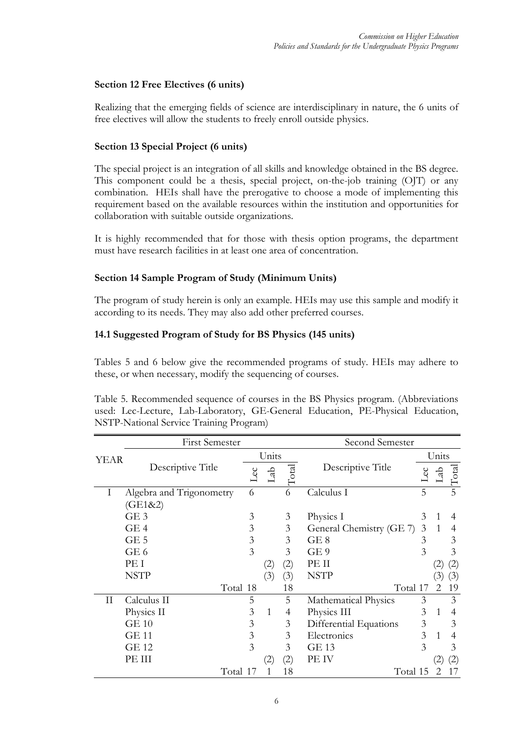### Section 12 Free Electives (6 units)

Realizing that the emerging fields of science are interdisciplinary in nature, the 6 units of free electives will allow the students to freely enroll outside physics.

### Section 13 Special Project (6 units)

The special project is an integration of all skills and knowledge obtained in the BS degree. This component could be a thesis, special project, on-the-job training (OJT) or any combination. HEIs shall have the prerogative to choose a mode of implementing this requirement based on the available resources within the institution and opportunities for collaboration with suitable outside organizations.

It is highly recommended that for those with thesis option programs, the department must have research facilities in at least one area of concentration.

### Section 14 Sample Program of Study (Minimum Units)

The program of study herein is only an example. HEIs may use this sample and modify it according to its needs. They may also add other preferred courses.

#### 14.1 Suggested Program of Study for BS Physics (145 units)

Tables 5 and 6 below give the recommended programs of study. HEIs may adhere to these, or when necessary, modify the sequencing of courses.

Table 5. Recommended sequence of courses in the BS Physics program. (Abbreviations used: Lec-Lecture, Lab-Laboratory, GE-General Education, PE-Physical Education, NSTP-National Service Training Program)

| YEAR | First Semester | | | | Second Semester | | | |
|---|---|---|---|---|---|---|---|---|
| | Descriptive Title | Units | | | Descriptive Title | Units | | |
| | | Lec | Lab | Total | | Lec | Lab | Total |
| I | Algebra and Trigonometry (GE1&2) | 6 | | 6 | Calculus I | 5 | | 5 |
| | GE 3 | 3 | | 3 | Physics I | 3 | 1 | 4 |
| | GE 4 | 3 | | 3 | General Chemistry (GE 7) | 3 | 1 | 4 |
| | GE 5 | 3 | | 3 | GE 8 | 3 | | 3 |
| | GE 6 | 3 | | 3 | GE 9 | 3 | | 3 |
| | PE I | | (2) | (2) | PE II | | (2) | (2) |
| | NSTP | | (3) | (3) | NSTP | | (3) | (3) |
| | Total | 18 | | 18 | Total | 17 | 2 | 19 |
| II | Calculus II | 5 | | 5 | Mathematical Physics | 3 | | 3 |
| | Physics II | 3 | 1 | 4 | Physics III | 3 | 1 | 4 |
| | GE 10 | 3 | | 3 | Differential Equations | 3 | | 3 |
| | GE 11 | 3 | | 3 | Electronics | 3 | 1 | 4 |
| | GE 12 | 3 | | 3 | GE 13 | 3 | | 3 |
| | PE III | | (2) | (2) | PE IV | | (2) | (2) |
| | Total | 17 | 1 | 18 | Total | 15 | 2 | 17 |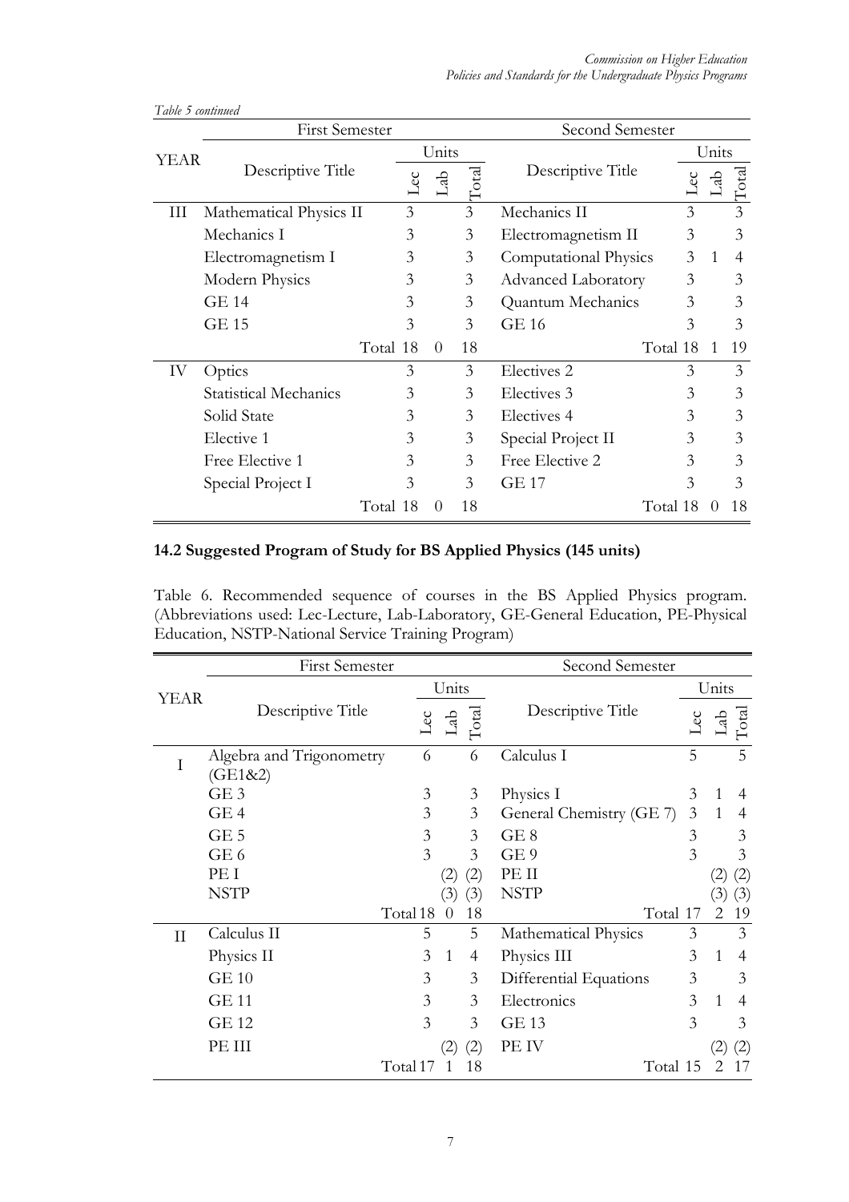*Table 5 continued*

| YEAR | First Semester | | | | Second Semester | | | |
|---|---|---|---|---|---|---|---|---|
| | Descriptive Title | Units | | | Descriptive Title | Units | | |
| | | Lec | Lab | Total | | Lec | Lab | Total |
| III | Mathematical Physics II | 3 | | 3 | Mechanics II | 3 | | 3 |
| | Mechanics I | 3 | | 3 | Electromagnetism II | 3 | | 3 |
| | Electromagnetism I | 3 | | 3 | Computational Physics | 3 | 1 | 4 |
| | Modern Physics | 3 | | 3 | Advanced Laboratory | 3 | | 3 |
| | GE 14 | 3 | | 3 | Quantum Mechanics | 3 | | 3 |
| | GE 15 | 3 | | 3 | GE 16 | 3 | | 3 |
| | Total | 18 | 0 | 18 | Total | 18 | 1 | 19 |
| IV | Optics | 3 | | 3 | Electives 2 | 3 | | 3 |
| | Statistical Mechanics | 3 | | 3 | Electives 3 | 3 | | 3 |
| | Solid State | 3 | | 3 | Electives 4 | 3 | | 3 |
| | Elective 1 | 3 | | 3 | Special Project II | 3 | | 3 |
| | Free Elective 1 | 3 | | 3 | Free Elective 2 | 3 | | 3 |
| | Special Project I | 3 | | 3 | GE 17 | 3 | | 3 |
| | Total | 18 | 0 | 18 | Total | 18 | 0 | 18 |

### 14.2 Suggested Program of Study for BS Applied Physics (145 units)

Table 6. Recommended sequence of courses in the BS Applied Physics program. (Abbreviations used: Lec-Lecture, Lab-Laboratory, GE-General Education, PE-Physical Education, NSTP-National Service Training Program)

| YEAR | First Semester | | | | Second Semester | | | |
|---|---|---|---|---|---|---|---|---|
| | Descriptive Title | Units | | | Descriptive Title | Units | | |
| | | Lec | Lab | Total | | Lec | Lab | Total |
| I | Algebra and Trigonometry (GE1&2) | 6 | | 6 | Calculus I | 5 | | 5 |
| | GE 3 | 3 | | 3 | Physics I | 3 | 1 | 4 |
| | GE 4 | 3 | | 3 | General Chemistry (GE 7) | 3 | 1 | 4 |
| | GE 5 | 3 | | 3 | GE 8 | 3 | | 3 |
| | GE 6 | 3 | | 3 | GE 9 | 3 | | 3 |
| | PE I | | (2) | (2) | PE II | | (2) | (2) |
| | NSTP | | (3) | (3) | NSTP | | (3) | (3) |
| | Total | 18 | 0 | 18 | Total | 17 | 2 | 19 |
| II | Calculus II | 5 | | 5 | Mathematical Physics | 3 | | 3 |
| | Physics II | 3 | 1 | 4 | Physics III | 3 | 1 | 4 |
| | GE 10 | 3 | | 3 | Differential Equations | 3 | | 3 |
| | GE 11 | 3 | | 3 | Electronics | 3 | 1 | 4 |
| | GE 12 | 3 | | 3 | GE 13 | 3 | | 3 |
| | PE III | | (2) | (2) | PE IV | | (2) | (2) |
| | Total | 17 | 1 | 18 | Total | 15 | 2 | 17 |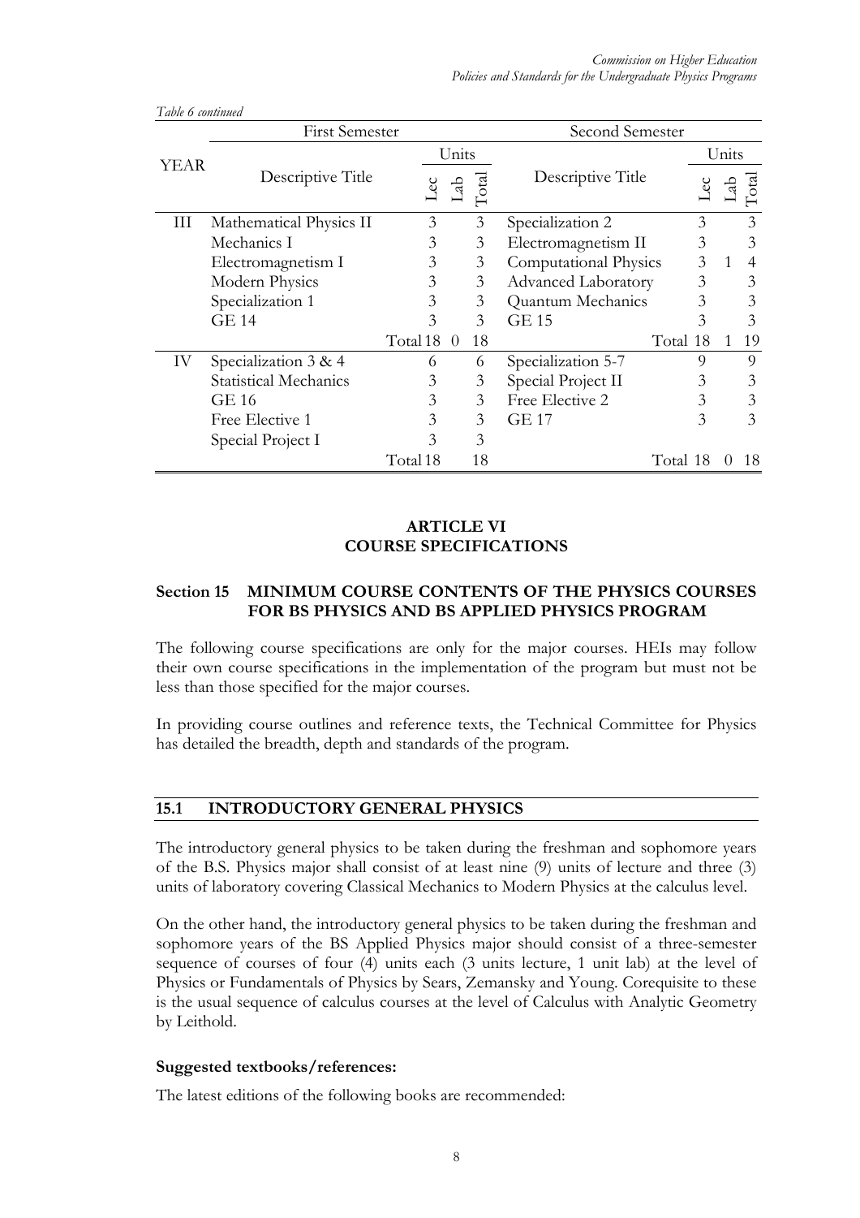*Table 6 continued*

| YEAR | First Semester | | | | Second Semester | | | |
|---|---|---|---|---|---|---|---|---|
| | Descriptive Title | Units | | | Descriptive Title | Units | | |
| | | Lec | Lab | Total | | Lec | Lab | Total |
| III | Mathematical Physics II | 3 | | 3 | Specialization 2 | 3 | | 3 |
| | Mechanics I | 3 | | 3 | Electromagnetism II | 3 | | 3 |
| | Electromagnetism I | 3 | | 3 | Computational Physics | 3 | 1 | 4 |
| | Modern Physics | 3 | | 3 | Advanced Laboratory | 3 | | 3 |
| | Specialization 1 | 3 | | 3 | Quantum Mechanics | 3 | | 3 |
| | GE 14 | 3 | | 3 | GE 15 | 3 | | 3 |
| | Total | 18 | 0 | 18 | Total | 18 | 1 | 19 |
| IV | Specialization 3 & 4 | 6 | | 6 | Specialization 5-7 | 9 | | 9 |
| | Statistical Mechanics | 3 | | 3 | Special Project II | 3 | | 3 |
| | GE 16 | 3 | | 3 | Free Elective 2 | 3 | | 3 |
| | Free Elective 1 | 3 | | 3 | GE 17 | 3 | | 3 |
| | Special Project I | 3 | | 3 | | | | |
| | Total | 18 | | 18 | Total | 18 | 0 | 18 |

## ARTICLE VI
## COURSE SPECIFICATIONS

### Section 15 MINIMUM COURSE CONTENTS OF THE PHYSICS COURSES FOR BS PHYSICS AND BS APPLIED PHYSICS PROGRAM

The following course specifications are only for the major courses. HEIs may follow their own course specifications in the implementation of the program but must not be less than those specified for the major courses.

In providing course outlines and reference texts, the Technical Committee for Physics has detailed the breadth, depth and standards of the program.

### 15.1 INTRODUCTORY GENERAL PHYSICS

The introductory general physics to be taken during the freshman and sophomore years of the B.S. Physics major shall consist of at least nine (9) units of lecture and three (3) units of laboratory covering Classical Mechanics to Modern Physics at the calculus level.

On the other hand, the introductory general physics to be taken during the freshman and sophomore years of the BS Applied Physics major should consist of a three-semester sequence of courses of four (4) units each (3 units lecture, 1 unit lab) at the level of Physics or Fundamentals of Physics by Sears, Zemansky and Young. Corequisite to these is the usual sequence of calculus courses at the level of Calculus with Analytic Geometry by Leithold.

**Suggested textbooks/references:**

The latest editions of the following books are recommended: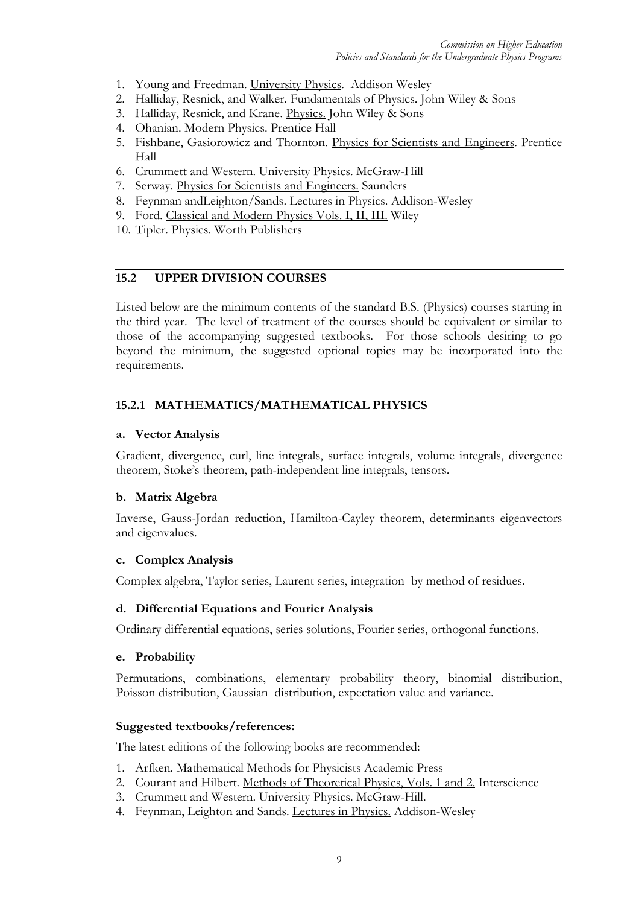1. Young and Freedman. University Physics. Addison Wesley
2. Halliday, Resnick, and Walker. Fundamentals of Physics. John Wiley & Sons
3. Halliday, Resnick, and Krane. Physics. John Wiley & Sons
4. Ohanian. Modern Physics. Prentice Hall
5. Fishbane, Gasiorowicz and Thornton. Physics for Scientists and Engineers. Prentice Hall
6. Crummett and Western. University Physics. McGraw-Hill
7. Serway. Physics for Scientists and Engineers. Saunders
8. Feynman andLeighton/Sands. Lectures in Physics. Addison-Wesley
9. Ford. Classical and Modern Physics Vols. I, II, III. Wiley
10. Tipler. Physics. Worth Publishers

## 15.2 UPPER DIVISION COURSES

Listed below are the minimum contents of the standard B.S. (Physics) courses starting in the third year. The level of treatment of the courses should be equivalent or similar to those of the accompanying suggested textbooks. For those schools desiring to go beyond the minimum, the suggested optional topics may be incorporated into the requirements.

### 15.2.1 MATHEMATICS/MATHEMATICAL PHYSICS

**a. Vector Analysis**

Gradient, divergence, curl, line integrals, surface integrals, volume integrals, divergence theorem, Stoke's theorem, path-independent line integrals, tensors.

**b. Matrix Algebra**

Inverse, Gauss-Jordan reduction, Hamilton-Cayley theorem, determinants eigenvectors and eigenvalues.

**c. Complex Analysis**

Complex algebra, Taylor series, Laurent series, integration by method of residues.

**d. Differential Equations and Fourier Analysis**

Ordinary differential equations, series solutions, Fourier series, orthogonal functions.

**e. Probability**

Permutations, combinations, elementary probability theory, binomial distribution, Poisson distribution, Gaussian distribution, expectation value and variance.

**Suggested textbooks/references:**

The latest editions of the following books are recommended:

1. Arfken. Mathematical Methods for Physicists Academic Press
2. Courant and Hilbert. Methods of Theoretical Physics, Vols. 1 and 2. Interscience
3. Crummett and Western. University Physics. McGraw-Hill.
4. Feynman, Leighton and Sands. Lectures in Physics. Addison-Wesley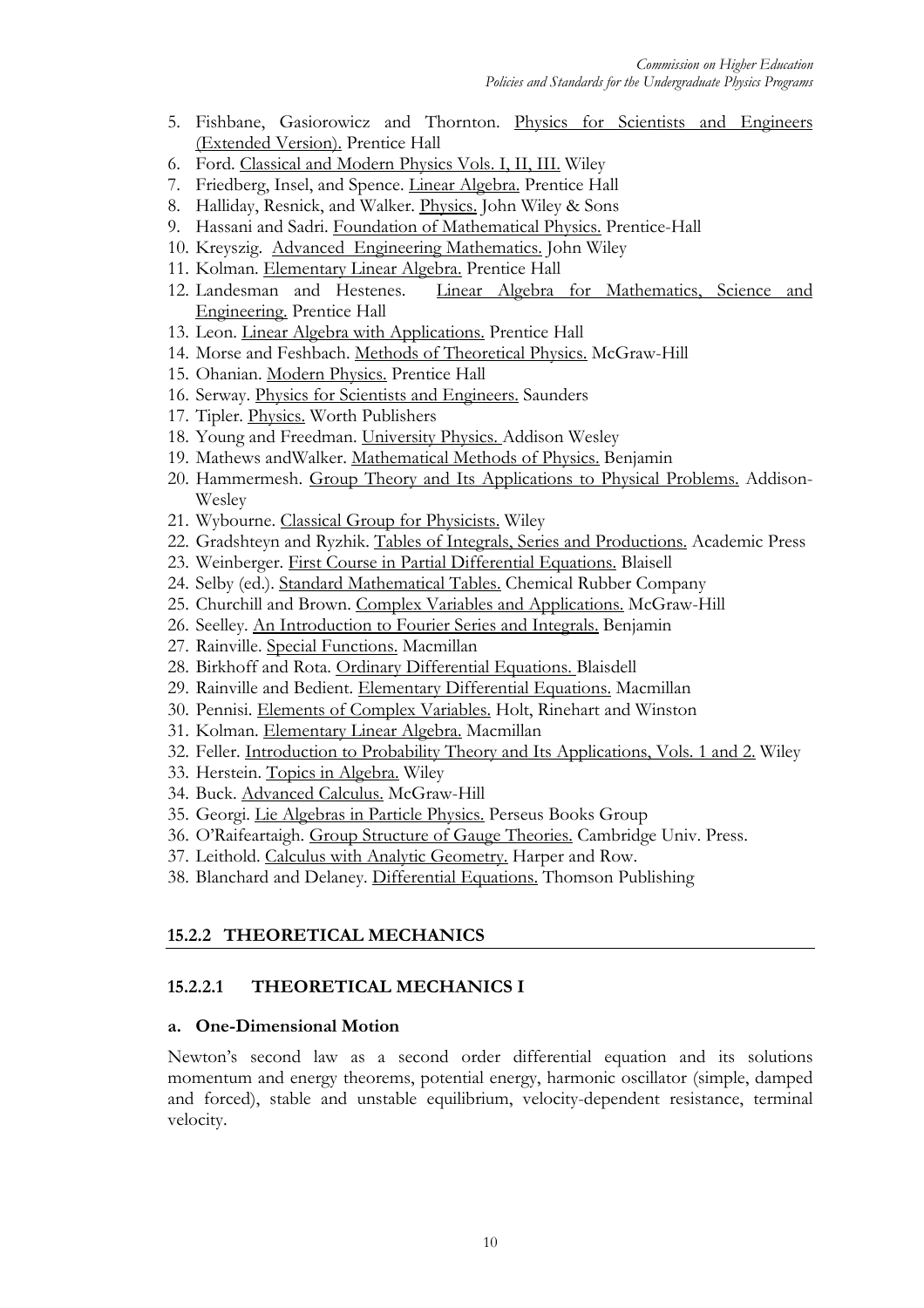5. Fishbane, Gasiorowicz and Thornton. Physics for Scientists and Engineers (Extended Version). Prentice Hall
6. Ford. Classical and Modern Physics Vols. I, II, III. Wiley
7. Friedberg, Insel, and Spence. Linear Algebra. Prentice Hall
8. Halliday, Resnick, and Walker. Physics. John Wiley & Sons
9. Hassani and Sadri. Foundation of Mathematical Physics. Prentice-Hall
10. Kreyszig. Advanced Engineering Mathematics. John Wiley
11. Kolman. Elementary Linear Algebra. Prentice Hall
12. Landesman and Hestenes. Linear Algebra for Mathematics, Science and Engineering. Prentice Hall
13. Leon. Linear Algebra with Applications. Prentice Hall
14. Morse and Feshbach. Methods of Theoretical Physics. McGraw-Hill
15. Ohanian. Modern Physics. Prentice Hall
16. Serway. Physics for Scientists and Engineers. Saunders
17. Tipler. Physics. Worth Publishers
18. Young and Freedman. University Physics. Addison Wesley
19. Mathews andWalker. Mathematical Methods of Physics. Benjamin
20. Hammermesh. Group Theory and Its Applications to Physical Problems. Addison-Wesley
21. Wybourne. Classical Group for Physicists. Wiley
22. Gradshteyn and Ryzhik. Tables of Integrals, Series and Productions. Academic Press
23. Weinberger. First Course in Partial Differential Equations. Blaisell
24. Selby (ed.). Standard Mathematical Tables. Chemical Rubber Company
25. Churchill and Brown. Complex Variables and Applications. McGraw-Hill
26. Seelley. An Introduction to Fourier Series and Integrals. Benjamin
27. Rainville. Special Functions. Macmillan
28. Birkhoff and Rota. Ordinary Differential Equations. Blaisdell
29. Rainville and Bedient. Elementary Differential Equations. Macmillan
30. Pennisi. Elements of Complex Variables. Holt, Rinehart and Winston
31. Kolman. Elementary Linear Algebra. Macmillan
32. Feller. Introduction to Probability Theory and Its Applications, Vols. 1 and 2. Wiley
33. Herstein. Topics in Algebra. Wiley
34. Buck. Advanced Calculus. McGraw-Hill
35. Georgi. Lie Algebras in Particle Physics. Perseus Books Group
36. O'Raifeartaigh. Group Structure of Gauge Theories. Cambridge Univ. Press.
37. Leithold. Calculus with Analytic Geometry. Harper and Row.
38. Blanchard and Delaney. Differential Equations. Thomson Publishing

## 15.2.2 THEORETICAL MECHANICS

### 15.2.2.1 THEORETICAL MECHANICS I

**a. One-Dimensional Motion**

Newton's second law as a second order differential equation and its solutions momentum and energy theorems, potential energy, harmonic oscillator (simple, damped and forced), stable and unstable equilibrium, velocity-dependent resistance, terminal velocity.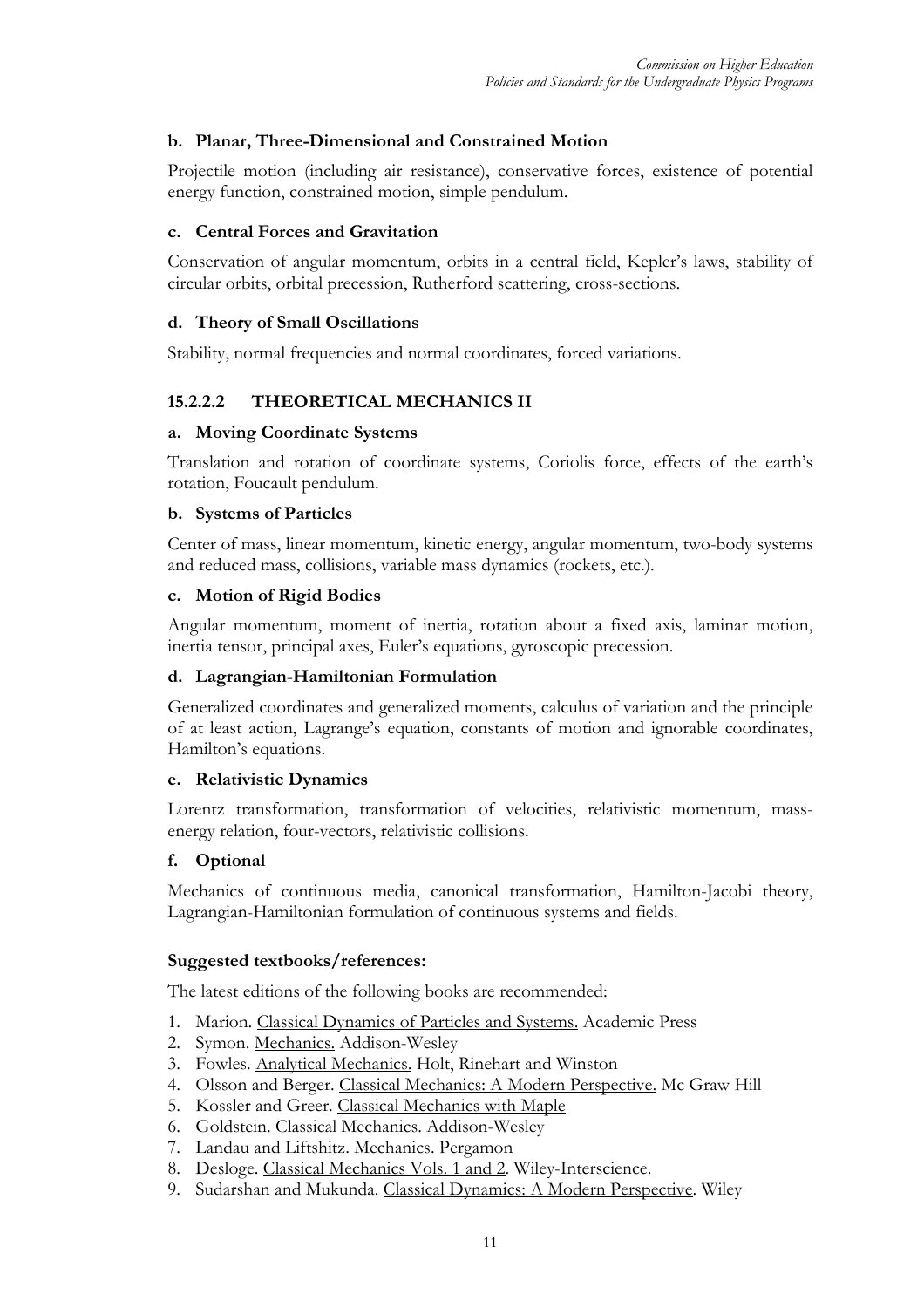**b. Planar, Three-Dimensional and Constrained Motion**

Projectile motion (including air resistance), conservative forces, existence of potential energy function, constrained motion, simple pendulum.

**c. Central Forces and Gravitation**

Conservation of angular momentum, orbits in a central field, Kepler's laws, stability of circular orbits, orbital precession, Rutherford scattering, cross-sections.

**d. Theory of Small Oscillations**

Stability, normal frequencies and normal coordinates, forced variations.

### 15.2.2.2 THEORETICAL MECHANICS II

**a. Moving Coordinate Systems**

Translation and rotation of coordinate systems, Coriolis force, effects of the earth's rotation, Foucault pendulum.

**b. Systems of Particles**

Center of mass, linear momentum, kinetic energy, angular momentum, two-body systems and reduced mass, collisions, variable mass dynamics (rockets, etc.).

**c. Motion of Rigid Bodies**

Angular momentum, moment of inertia, rotation about a fixed axis, laminar motion, inertia tensor, principal axes, Euler's equations, gyroscopic precession.

**d. Lagrangian-Hamiltonian Formulation**

Generalized coordinates and generalized moments, calculus of variation and the principle of at least action, Lagrange's equation, constants of motion and ignorable coordinates, Hamilton's equations.

**e. Relativistic Dynamics**

Lorentz transformation, transformation of velocities, relativistic momentum, mass-energy relation, four-vectors, relativistic collisions.

**f. Optional**

Mechanics of continuous media, canonical transformation, Hamilton-Jacobi theory, Lagrangian-Hamiltonian formulation of continuous systems and fields.

**Suggested textbooks/references:**

The latest editions of the following books are recommended:

1. Marion. Classical Dynamics of Particles and Systems. Academic Press
2. Symon. Mechanics. Addison-Wesley
3. Fowles. Analytical Mechanics. Holt, Rinehart and Winston
4. Olsson and Berger. Classical Mechanics: A Modern Perspective. Mc Graw Hill
5. Kossler and Greer. Classical Mechanics with Maple
6. Goldstein. Classical Mechanics. Addison-Wesley
7. Landau and Liftshitz. Mechanics. Pergamon
8. Desloge. Classical Mechanics Vols. 1 and 2. Wiley-Interscience.
9. Sudarshan and Mukunda. Classical Dynamics: A Modern Perspective. Wiley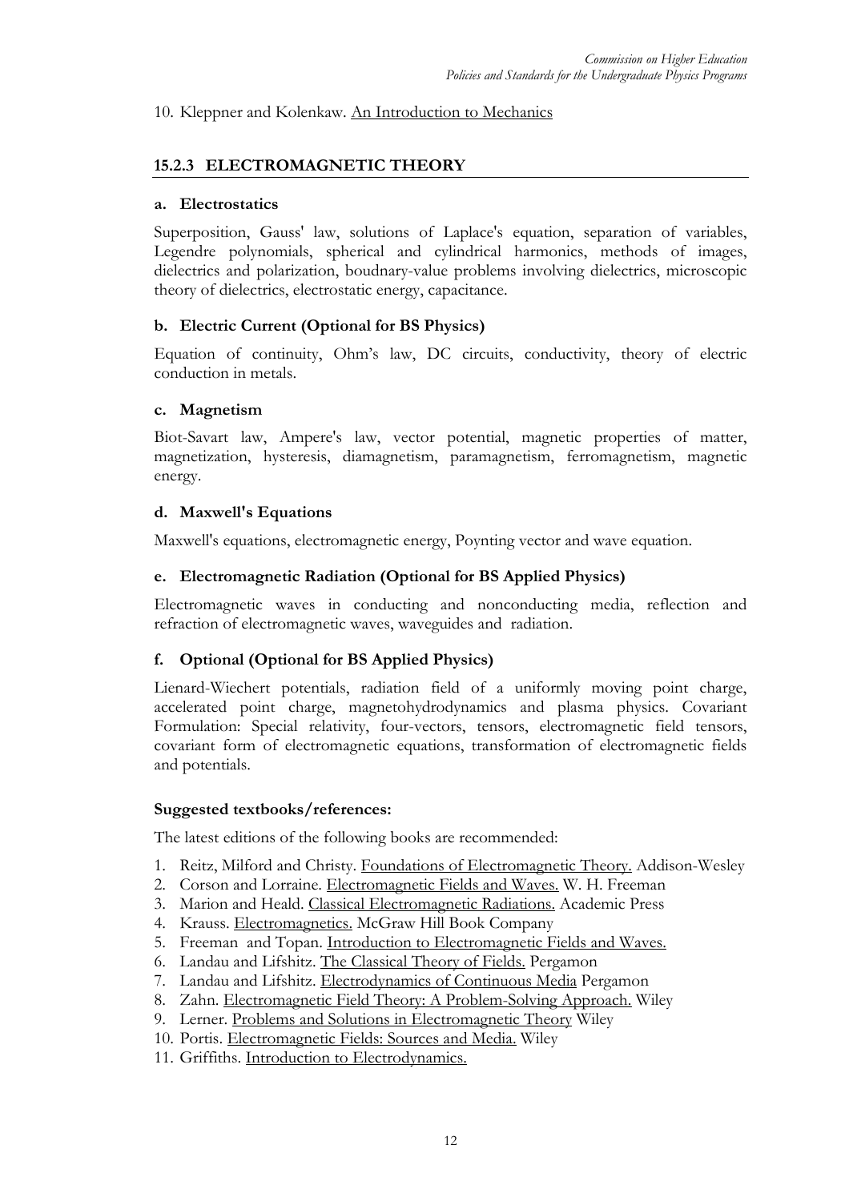10. Kleppner and Kolenkaw. An Introduction to Mechanics

### 15.2.3 ELECTROMAGNETIC THEORY

**a. Electrostatics**

Superposition, Gauss' law, solutions of Laplace's equation, separation of variables, Legendre polynomials, spherical and cylindrical harmonics, methods of images, dielectrics and polarization, boudnary-value problems involving dielectrics, microscopic theory of dielectrics, electrostatic energy, capacitance.

**b. Electric Current (Optional for BS Physics)**

Equation of continuity, Ohm's law, DC circuits, conductivity, theory of electric conduction in metals.

**c. Magnetism**

Biot-Savart law, Ampere's law, vector potential, magnetic properties of matter, magnetization, hysteresis, diamagnetism, paramagnetism, ferromagnetism, magnetic energy.

**d. Maxwell's Equations**

Maxwell's equations, electromagnetic energy, Poynting vector and wave equation.

**e. Electromagnetic Radiation (Optional for BS Applied Physics)**

Electromagnetic waves in conducting and nonconducting media, reflection and refraction of electromagnetic waves, waveguides and radiation.

**f. Optional (Optional for BS Applied Physics)**

Lienard-Wiechert potentials, radiation field of a uniformly moving point charge, accelerated point charge, magnetohydrodynamics and plasma physics. Covariant Formulation: Special relativity, four-vectors, tensors, electromagnetic field tensors, covariant form of electromagnetic equations, transformation of electromagnetic fields and potentials.

**Suggested textbooks/references:**

The latest editions of the following books are recommended:

1. Reitz, Milford and Christy. Foundations of Electromagnetic Theory. Addison-Wesley
2. Corson and Lorraine. Electromagnetic Fields and Waves. W. H. Freeman
3. Marion and Heald. Classical Electromagnetic Radiations. Academic Press
4. Krauss. Electromagnetics. McGraw Hill Book Company
5. Freeman and Topan. Introduction to Electromagnetic Fields and Waves.
6. Landau and Lifshitz. The Classical Theory of Fields. Pergamon
7. Landau and Lifshitz. Electrodynamics of Continuous Media Pergamon
8. Zahn. Electromagnetic Field Theory: A Problem-Solving Approach. Wiley
9. Lerner. Problems and Solutions in Electromagnetic Theory Wiley
10. Portis. Electromagnetic Fields: Sources and Media. Wiley
11. Griffiths. Introduction to Electrodynamics.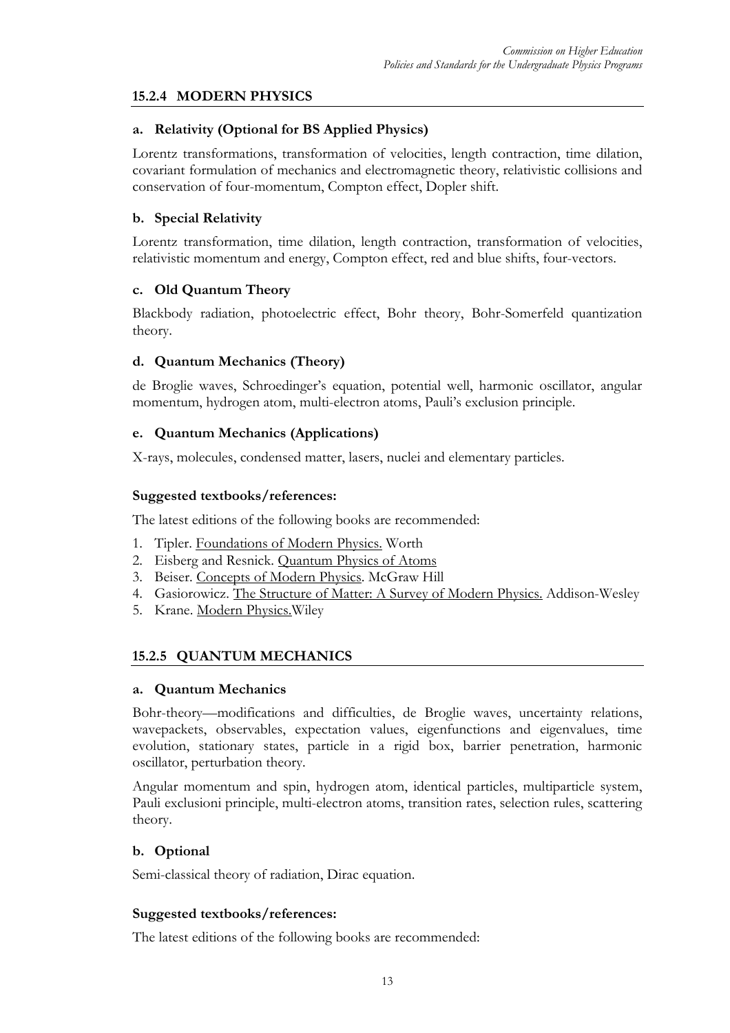### 15.2.4 MODERN PHYSICS

#### a. Relativity (Optional for BS Applied Physics)

Lorentz transformations, transformation of velocities, length contraction, time dilation, covariant formulation of mechanics and electromagnetic theory, relativistic collisions and conservation of four-momentum, Compton effect, Dopler shift.

#### b. Special Relativity

Lorentz transformation, time dilation, length contraction, transformation of velocities, relativistic momentum and energy, Compton effect, red and blue shifts, four-vectors.

#### c. Old Quantum Theory

Blackbody radiation, photoelectric effect, Bohr theory, Bohr-Somerfeld quantization theory.

#### d. Quantum Mechanics (Theory)

de Broglie waves, Schroedinger's equation, potential well, harmonic oscillator, angular momentum, hydrogen atom, multi-electron atoms, Pauli's exclusion principle.

#### e. Quantum Mechanics (Applications)

X-rays, molecules, condensed matter, lasers, nuclei and elementary particles.

**Suggested textbooks/references:**

The latest editions of the following books are recommended:

1. Tipler. Foundations of Modern Physics. Worth
2. Eisberg and Resnick. Quantum Physics of Atoms
3. Beiser. Concepts of Modern Physics. McGraw Hill
4. Gasiorowicz. The Structure of Matter: A Survey of Modern Physics. Addison-Wesley
5. Krane. Modern Physics. Wiley

### 15.2.5 QUANTUM MECHANICS

#### a. Quantum Mechanics

Bohr-theory—modifications and difficulties, de Broglie waves, uncertainty relations, wavepackets, observables, expectation values, eigenfunctions and eigenvalues, time evolution, stationary states, particle in a rigid box, barrier penetration, harmonic oscillator, perturbation theory.

Angular momentum and spin, hydrogen atom, identical particles, multiparticle system, Pauli exclusioni principle, multi-electron atoms, transition rates, selection rules, scattering theory.

#### b. Optional

Semi-classical theory of radiation, Dirac equation.

**Suggested textbooks/references:**

The latest editions of the following books are recommended: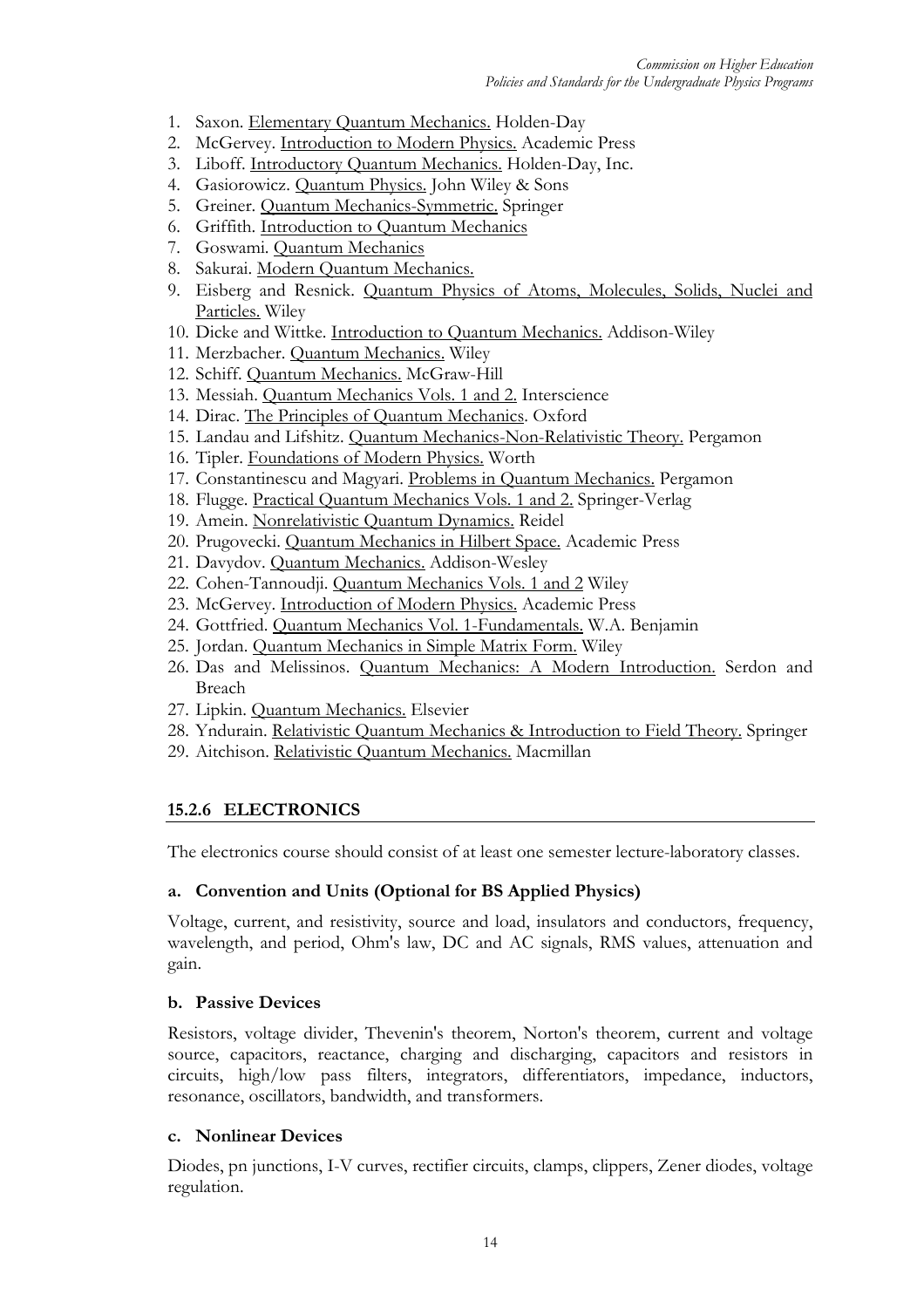1. Saxon. Elementary Quantum Mechanics. Holden-Day
2. McGervey. Introduction to Modern Physics. Academic Press
3. Liboff. Introductory Quantum Mechanics. Holden-Day, Inc.
4. Gasiorowicz. Quantum Physics. John Wiley & Sons
5. Greiner. Quantum Mechanics-Symmetric. Springer
6. Griffith. Introduction to Quantum Mechanics
7. Goswami. Quantum Mechanics
8. Sakurai. Modern Quantum Mechanics.
9. Eisberg and Resnick. Quantum Physics of Atoms, Molecules, Solids, Nuclei and Particles. Wiley
10. Dicke and Wittke. Introduction to Quantum Mechanics. Addison-Wiley
11. Merzbacher. Quantum Mechanics. Wiley
12. Schiff. Quantum Mechanics. McGraw-Hill
13. Messiah. Quantum Mechanics Vols. 1 and 2. Interscience
14. Dirac. The Principles of Quantum Mechanics. Oxford
15. Landau and Lifshitz. Quantum Mechanics-Non-Relativistic Theory. Pergamon
16. Tipler. Foundations of Modern Physics. Worth
17. Constantinescu and Magyari. Problems in Quantum Mechanics. Pergamon
18. Flugge. Practical Quantum Mechanics Vols. 1 and 2. Springer-Verlag
19. Amein. Nonrelativistic Quantum Dynamics. Reidel
20. Prugovecki. Quantum Mechanics in Hilbert Space. Academic Press
21. Davydov. Quantum Mechanics. Addison-Wesley
22. Cohen-Tannoudji. Quantum Mechanics Vols. 1 and 2 Wiley
23. McGervey. Introduction of Modern Physics. Academic Press
24. Gottfried. Quantum Mechanics Vol. 1-Fundamentals. W.A. Benjamin
25. Jordan. Quantum Mechanics in Simple Matrix Form. Wiley
26. Das and Melissinos. Quantum Mechanics: A Modern Introduction. Serdon and Breach
27. Lipkin. Quantum Mechanics. Elsevier
28. Yndurain. Relativistic Quantum Mechanics & Introduction to Field Theory. Springer
29. Aitchison. Relativistic Quantum Mechanics. Macmillan

### 15.2.6 ELECTRONICS

The electronics course should consist of at least one semester lecture-laboratory classes.

**a. Convention and Units (Optional for BS Applied Physics)**

Voltage, current, and resistivity, source and load, insulators and conductors, frequency, wavelength, and period, Ohm's law, DC and AC signals, RMS values, attenuation and gain.

**b. Passive Devices**

Resistors, voltage divider, Thevenin's theorem, Norton's theorem, current and voltage source, capacitors, reactance, charging and discharging, capacitors and resistors in circuits, high/low pass filters, integrators, differentiators, impedance, inductors, resonance, oscillators, bandwidth, and transformers.

**c. Nonlinear Devices**

Diodes, pn junctions, I-V curves, rectifier circuits, clamps, clippers, Zener diodes, voltage regulation.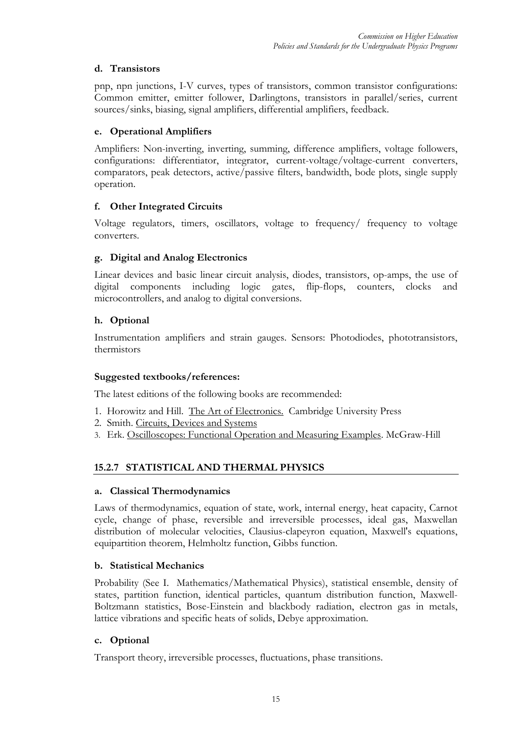#### d. Transistors

pnp, npn junctions, I-V curves, types of transistors, common transistor configurations: Common emitter, emitter follower, Darlingtons, transistors in parallel/series, current sources/sinks, biasing, signal amplifiers, differential amplifiers, feedback.

#### e. Operational Amplifiers

Amplifiers: Non-inverting, inverting, summing, difference amplifiers, voltage followers, configurations: differentiator, integrator, current-voltage/voltage-current converters, comparators, peak detectors, active/passive filters, bandwidth, bode plots, single supply operation.

#### f. Other Integrated Circuits

Voltage regulators, timers, oscillators, voltage to frequency/ frequency to voltage converters.

#### g. Digital and Analog Electronics

Linear devices and basic linear circuit analysis, diodes, transistors, op-amps, the use of digital components including logic gates, flip-flops, counters, clocks and microcontrollers, and analog to digital conversions.

#### h. Optional

Instrumentation amplifiers and strain gauges. Sensors: Photodiodes, phototransistors, thermistors

#### Suggested textbooks/references:

The latest editions of the following books are recommended:

1. Horowitz and Hill. The Art of Electronics. Cambridge University Press
2. Smith. Circuits, Devices and Systems
3. Erk. Oscilloscopes: Functional Operation and Measuring Examples. McGraw-Hill

### 15.2.7 STATISTICAL AND THERMAL PHYSICS

#### a. Classical Thermodynamics

Laws of thermodynamics, equation of state, work, internal energy, heat capacity, Carnot cycle, change of phase, reversible and irreversible processes, ideal gas, Maxwellan distribution of molecular velocities, Clausius-clapeyron equation, Maxwell's equations, equipartition theorem, Helmholtz function, Gibbs function.

#### b. Statistical Mechanics

Probability (See I. Mathematics/Mathematical Physics), statistical ensemble, density of states, partition function, identical particles, quantum distribution function, Maxwell-Boltzmann statistics, Bose-Einstein and blackbody radiation, electron gas in metals, lattice vibrations and specific heats of solids, Debye approximation.

#### c. Optional

Transport theory, irreversible processes, fluctuations, phase transitions.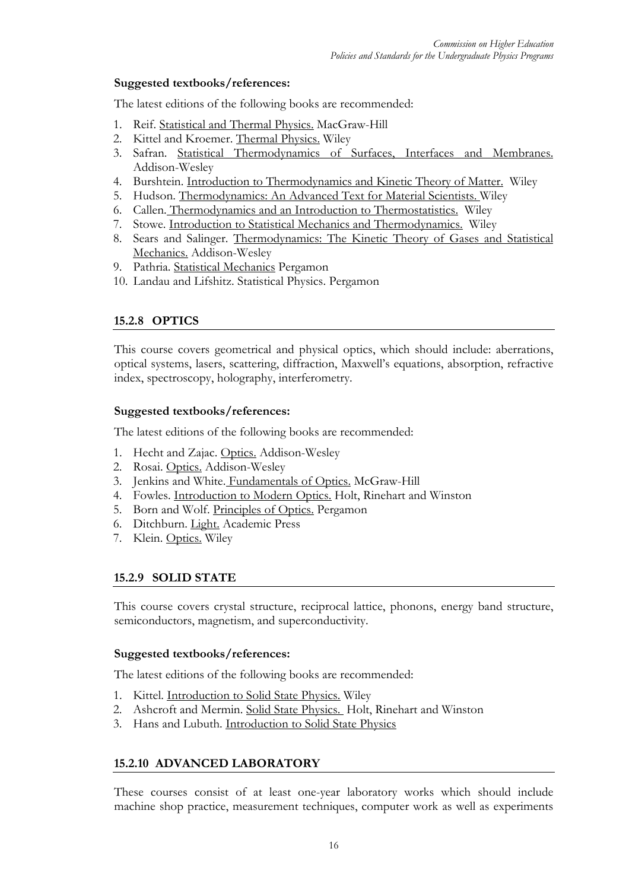**Suggested textbooks/references:**

The latest editions of the following books are recommended:

1. Reif. Statistical and Thermal Physics. MacGraw-Hill
2. Kittel and Kroemer. Thermal Physics. Wiley
3. Safran. Statistical Thermodynamics of Surfaces, Interfaces and Membranes. Addison-Wesley
4. Burshtein. Introduction to Thermodynamics and Kinetic Theory of Matter. Wiley
5. Hudson. Thermodynamics: An Advanced Text for Material Scientists. Wiley
6. Callen. Thermodynamics and an Introduction to Thermostatistics. Wiley
7. Stowe. Introduction to Statistical Mechanics and Thermodynamics. Wiley
8. Sears and Salinger. Thermodynamics: The Kinetic Theory of Gases and Statistical Mechanics. Addison-Wesley
9. Pathria. Statistical Mechanics Pergamon
10. Landau and Lifshitz. Statistical Physics. Pergamon

## 15.2.8 OPTICS

This course covers geometrical and physical optics, which should include: aberrations, optical systems, lasers, scattering, diffraction, Maxwell's equations, absorption, refractive index, spectroscopy, holography, interferometry.

**Suggested textbooks/references:**

The latest editions of the following books are recommended:

1. Hecht and Zajac. Optics. Addison-Wesley
2. Rosai. Optics. Addison-Wesley
3. Jenkins and White. Fundamentals of Optics. McGraw-Hill
4. Fowles. Introduction to Modern Optics. Holt, Rinehart and Winston
5. Born and Wolf. Principles of Optics. Pergamon
6. Ditchburn. Light. Academic Press
7. Klein. Optics. Wiley

## 15.2.9 SOLID STATE

This course covers crystal structure, reciprocal lattice, phonons, energy band structure, semiconductors, magnetism, and superconductivity.

**Suggested textbooks/references:**

The latest editions of the following books are recommended:

1. Kittel. Introduction to Solid State Physics. Wiley
2. Ashcroft and Mermin. Solid State Physics. Holt, Rinehart and Winston
3. Hans and Lubuth. Introduction to Solid State Physics

## 15.2.10 ADVANCED LABORATORY

These courses consist of at least one-year laboratory works which should include machine shop practice, measurement techniques, computer work as well as experiments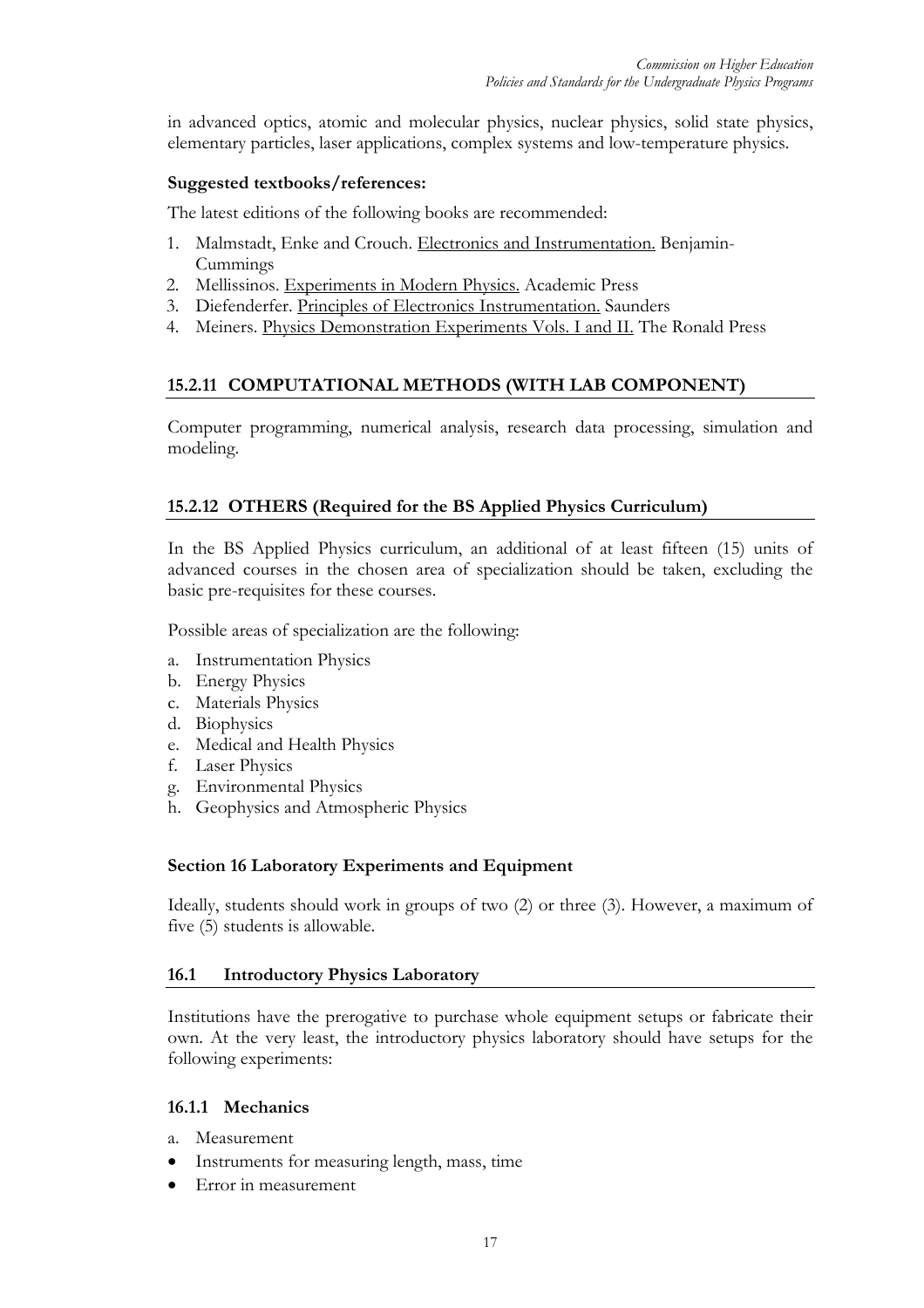in advanced optics, atomic and molecular physics, nuclear physics, solid state physics, elementary particles, laser applications, complex systems and low-temperature physics.

**Suggested textbooks/references:**

The latest editions of the following books are recommended:

1. Malmstadt, Enke and Crouch. Electronics and Instrumentation. Benjamin-Cummings
2. Mellissinos. Experiments in Modern Physics. Academic Press
3. Diefenderfer. Principles of Electronics Instrumentation. Saunders
4. Meiners. Physics Demonstration Experiments Vols. I and II. The Ronald Press

### 15.2.11 COMPUTATIONAL METHODS (WITH LAB COMPONENT)

Computer programming, numerical analysis, research data processing, simulation and modeling.

### 15.2.12 OTHERS (Required for the BS Applied Physics Curriculum)

In the BS Applied Physics curriculum, an additional of at least fifteen (15) units of advanced courses in the chosen area of specialization should be taken, excluding the basic pre-requisites for these courses.

Possible areas of specialization are the following:

a. Instrumentation Physics
b. Energy Physics
c. Materials Physics
d. Biophysics
e. Medical and Health Physics
f. Laser Physics
g. Environmental Physics
h. Geophysics and Atmospheric Physics

## Section 16 Laboratory Experiments and Equipment

Ideally, students should work in groups of two (2) or three (3). However, a maximum of five (5) students is allowable.

### 16.1 Introductory Physics Laboratory

Institutions have the prerogative to purchase whole equipment setups or fabricate their own. At the very least, the introductory physics laboratory should have setups for the following experiments:

#### 16.1.1 Mechanics

a. Measurement

- Instruments for measuring length, mass, time
- Error in measurement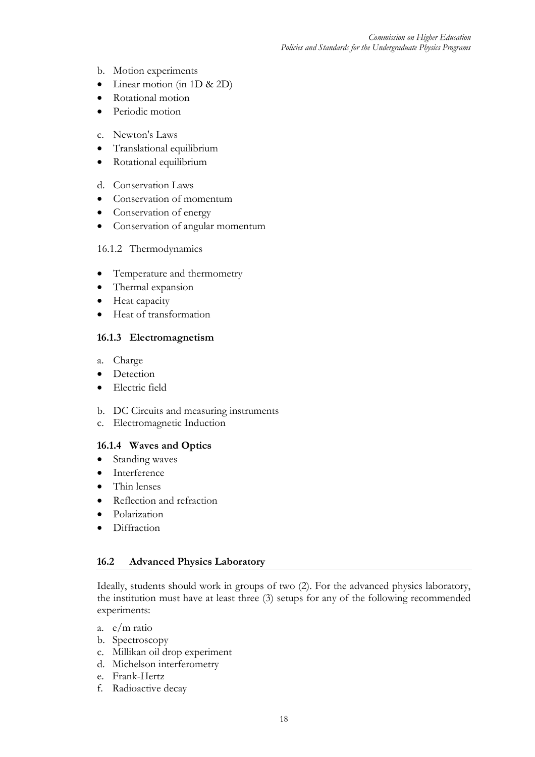b. Motion experiments
- Linear motion (in 1D & 2D)
- Rotational motion
- Periodic motion

c. Newton's Laws
- Translational equilibrium
- Rotational equilibrium

d. Conservation Laws
- Conservation of momentum
- Conservation of energy
- Conservation of angular momentum

16.1.2 Thermodynamics

- Temperature and thermometry
- Thermal expansion
- Heat capacity
- Heat of transformation

#### 16.1.3 Electromagnetism

a. Charge
- Detection
- Electric field

b. DC Circuits and measuring instruments

c. Electromagnetic Induction

#### 16.1.4 Waves and Optics

- Standing waves
- Interference
- Thin lenses
- Reflection and refraction
- Polarization
- Diffraction

### 16.2 Advanced Physics Laboratory

Ideally, students should work in groups of two (2). For the advanced physics laboratory, the institution must have at least three (3) setups for any of the following recommended experiments:

a. e/m ratio
b. Spectroscopy
c. Millikan oil drop experiment
d. Michelson interferometry
e. Frank-Hertz
f. Radioactive decay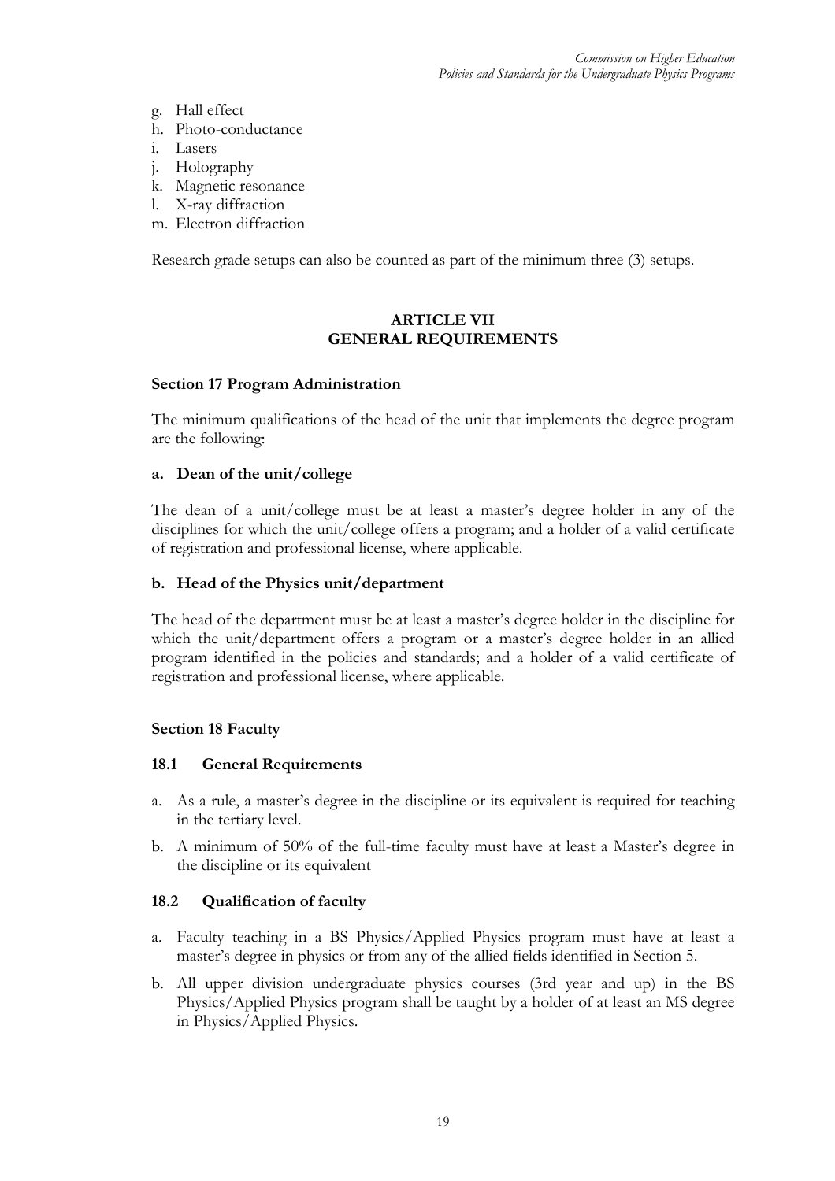g. Hall effect
h. Photo-conductance
i. Lasers
j. Holography
k. Magnetic resonance
l. X-ray diffraction
m. Electron diffraction

Research grade setups can also be counted as part of the minimum three (3) setups.

## ARTICLE VII
## GENERAL REQUIREMENTS

### Section 17 Program Administration

The minimum qualifications of the head of the unit that implements the degree program are the following:

**a. Dean of the unit/college**

The dean of a unit/college must be at least a master's degree holder in any of the disciplines for which the unit/college offers a program; and a holder of a valid certificate of registration and professional license, where applicable.

**b. Head of the Physics unit/department**

The head of the department must be at least a master's degree holder in the discipline for which the unit/department offers a program or a master's degree holder in an allied program identified in the policies and standards; and a holder of a valid certificate of registration and professional license, where applicable.

### Section 18 Faculty

**18.1 General Requirements**

a. As a rule, a master's degree in the discipline or its equivalent is required for teaching in the tertiary level.
b. A minimum of 50% of the full-time faculty must have at least a Master's degree in the discipline or its equivalent

**18.2 Qualification of faculty**

a. Faculty teaching in a BS Physics/Applied Physics program must have at least a master's degree in physics or from any of the allied fields identified in Section 5.
b. All upper division undergraduate physics courses (3rd year and up) in the BS Physics/Applied Physics program shall be taught by a holder of at least an MS degree in Physics/Applied Physics.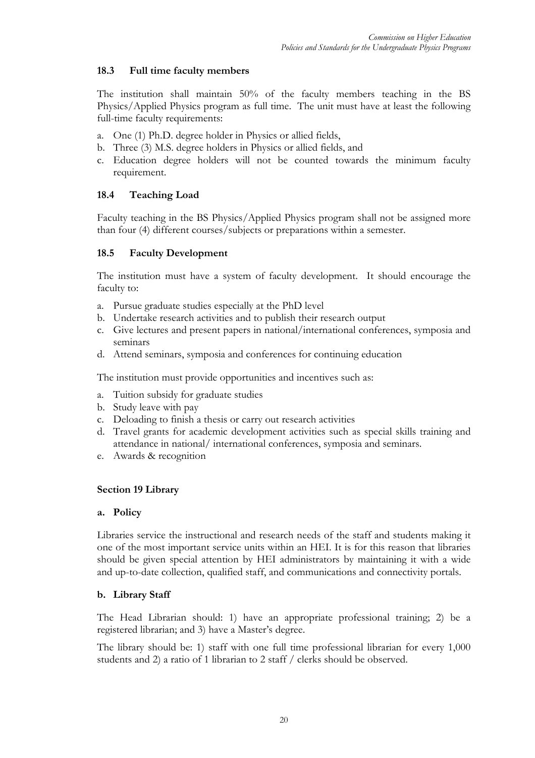### 18.3 Full time faculty members

The institution shall maintain 50% of the faculty members teaching in the BS Physics/Applied Physics program as full time. The unit must have at least the following full-time faculty requirements:

a. One (1) Ph.D. degree holder in Physics or allied fields,
b. Three (3) M.S. degree holders in Physics or allied fields, and
c. Education degree holders will not be counted towards the minimum faculty requirement.

### 18.4 Teaching Load

Faculty teaching in the BS Physics/Applied Physics program shall not be assigned more than four (4) different courses/subjects or preparations within a semester.

### 18.5 Faculty Development

The institution must have a system of faculty development. It should encourage the faculty to:

a. Pursue graduate studies especially at the PhD level
b. Undertake research activities and to publish their research output
c. Give lectures and present papers in national/international conferences, symposia and seminars
d. Attend seminars, symposia and conferences for continuing education

The institution must provide opportunities and incentives such as:

a. Tuition subsidy for graduate studies
b. Study leave with pay
c. Deloading to finish a thesis or carry out research activities
d. Travel grants for academic development activities such as special skills training and attendance in national/ international conferences, symposia and seminars.
e. Awards & recognition

## Section 19 Library

### a. Policy

Libraries service the instructional and research needs of the staff and students making it one of the most important service units within an HEI. It is for this reason that libraries should be given special attention by HEI administrators by maintaining it with a wide and up-to-date collection, qualified staff, and communications and connectivity portals.

### b. Library Staff

The Head Librarian should: 1) have an appropriate professional training; 2) be a registered librarian; and 3) have a Master's degree.

The library should be: 1) staff with one full time professional librarian for every 1,000 students and 2) a ratio of 1 librarian to 2 staff / clerks should be observed.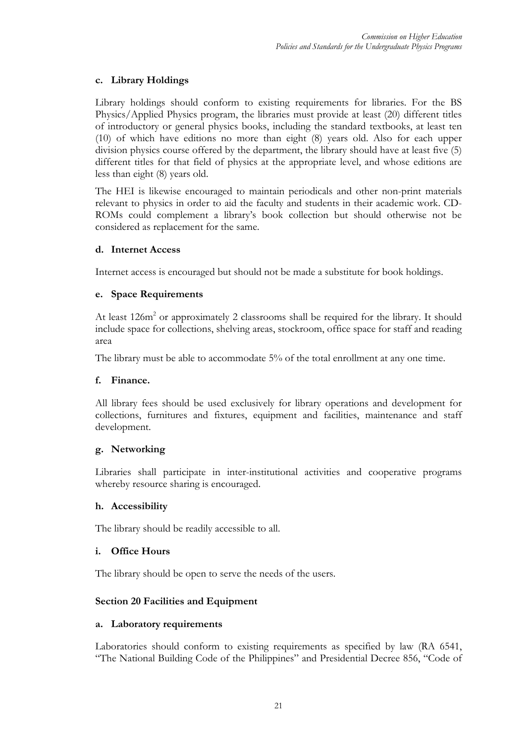**c. Library Holdings**

Library holdings should conform to existing requirements for libraries. For the BS Physics/Applied Physics program, the libraries must provide at least (20) different titles of introductory or general physics books, including the standard textbooks, at least ten (10) of which have editions no more than eight (8) years old. Also for each upper division physics course offered by the department, the library should have at least five (5) different titles for that field of physics at the appropriate level, and whose editions are less than eight (8) years old.

The HEI is likewise encouraged to maintain periodicals and other non-print materials relevant to physics in order to aid the faculty and students in their academic work. CD-ROMs could complement a library's book collection but should otherwise not be considered as replacement for the same.

**d. Internet Access**

Internet access is encouraged but should not be made a substitute for book holdings.

**e. Space Requirements**

At least 126m$^2$ or approximately 2 classrooms shall be required for the library. It should include space for collections, shelving areas, stockroom, office space for staff and reading area

The library must be able to accommodate 5% of the total enrollment at any one time.

**f. Finance.**

All library fees should be used exclusively for library operations and development for collections, furnitures and fixtures, equipment and facilities, maintenance and staff development.

**g. Networking**

Libraries shall participate in inter-institutional activities and cooperative programs whereby resource sharing is encouraged.

**h. Accessibility**

The library should be readily accessible to all.

**i. Office Hours**

The library should be open to serve the needs of the users.

**Section 20 Facilities and Equipment**

**a. Laboratory requirements**

Laboratories should conform to existing requirements as specified by law (RA 6541, "The National Building Code of the Philippines" and Presidential Decree 856, "Code of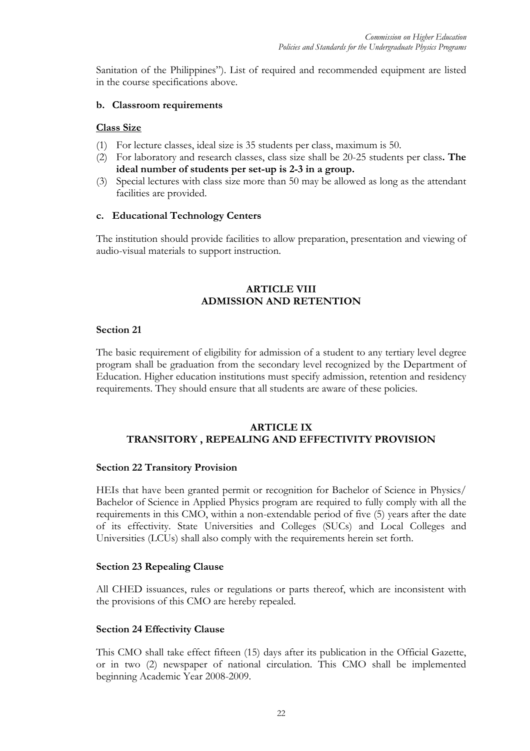Sanitation of the Philippines"). List of required and recommended equipment are listed in the course specifications above.

**b. Classroom requirements**

**Class Size**

(1) For lecture classes, ideal size is 35 students per class, maximum is 50.
(2) For laboratory and research classes, class size shall be 20-25 students per class**. The ideal number of students per set-up is 2-3 in a group.**
(3) Special lectures with class size more than 50 may be allowed as long as the attendant facilities are provided.

**c. Educational Technology Centers**

The institution should provide facilities to allow preparation, presentation and viewing of audio-visual materials to support instruction.

## ARTICLE VIII
## ADMISSION AND RETENTION

**Section 21**

The basic requirement of eligibility for admission of a student to any tertiary level degree program shall be graduation from the secondary level recognized by the Department of Education. Higher education institutions must specify admission, retention and residency requirements. They should ensure that all students are aware of these policies.

## ARTICLE IX
## TRANSITORY , REPEALING AND EFFECTIVITY PROVISION

**Section 22 Transitory Provision**

HEIs that have been granted permit or recognition for Bachelor of Science in Physics/ Bachelor of Science in Applied Physics program are required to fully comply with all the requirements in this CMO, within a non-extendable period of five (5) years after the date of its effectivity. State Universities and Colleges (SUCs) and Local Colleges and Universities (LCUs) shall also comply with the requirements herein set forth.

**Section 23 Repealing Clause**

All CHED issuances, rules or regulations or parts thereof, which are inconsistent with the provisions of this CMO are hereby repealed.

**Section 24 Effectivity Clause**

This CMO shall take effect fifteen (15) days after its publication in the Official Gazette, or in two (2) newspaper of national circulation. This CMO shall be implemented beginning Academic Year 2008-2009.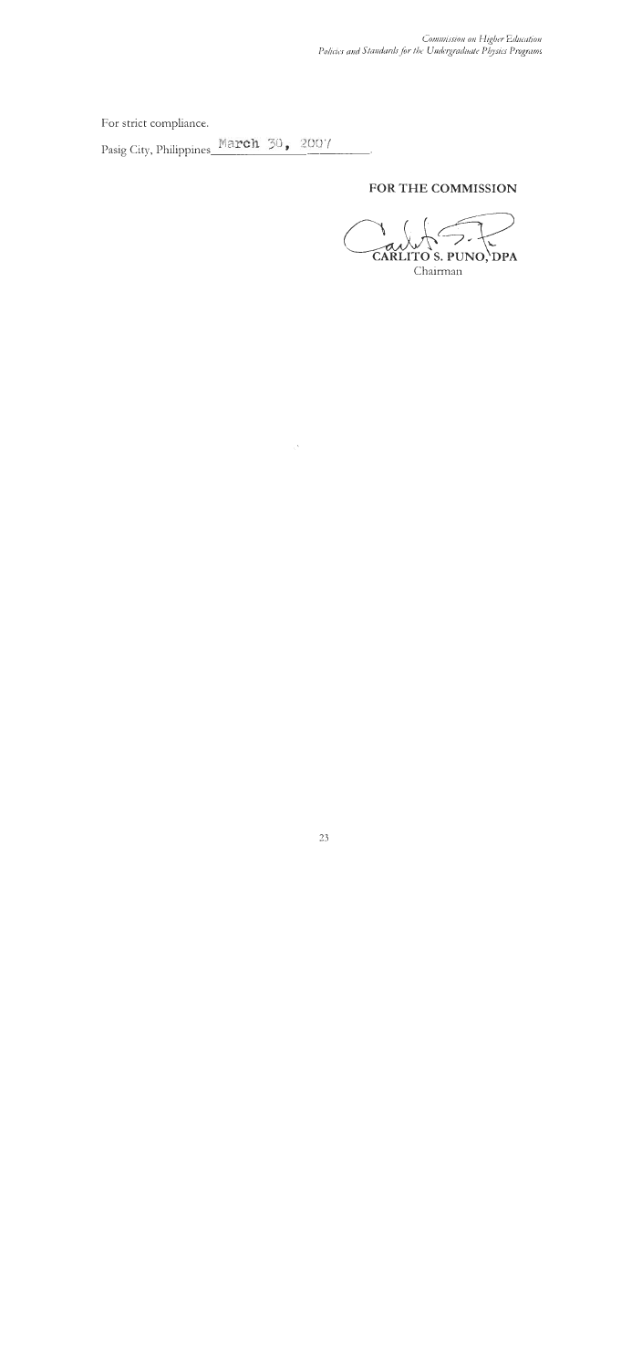For strict compliance.

Pasig City, Philippines March 30, 2007.

**FOR THE COMMISSION**

**CARLITO S. PUNO, DPA**
Chairman